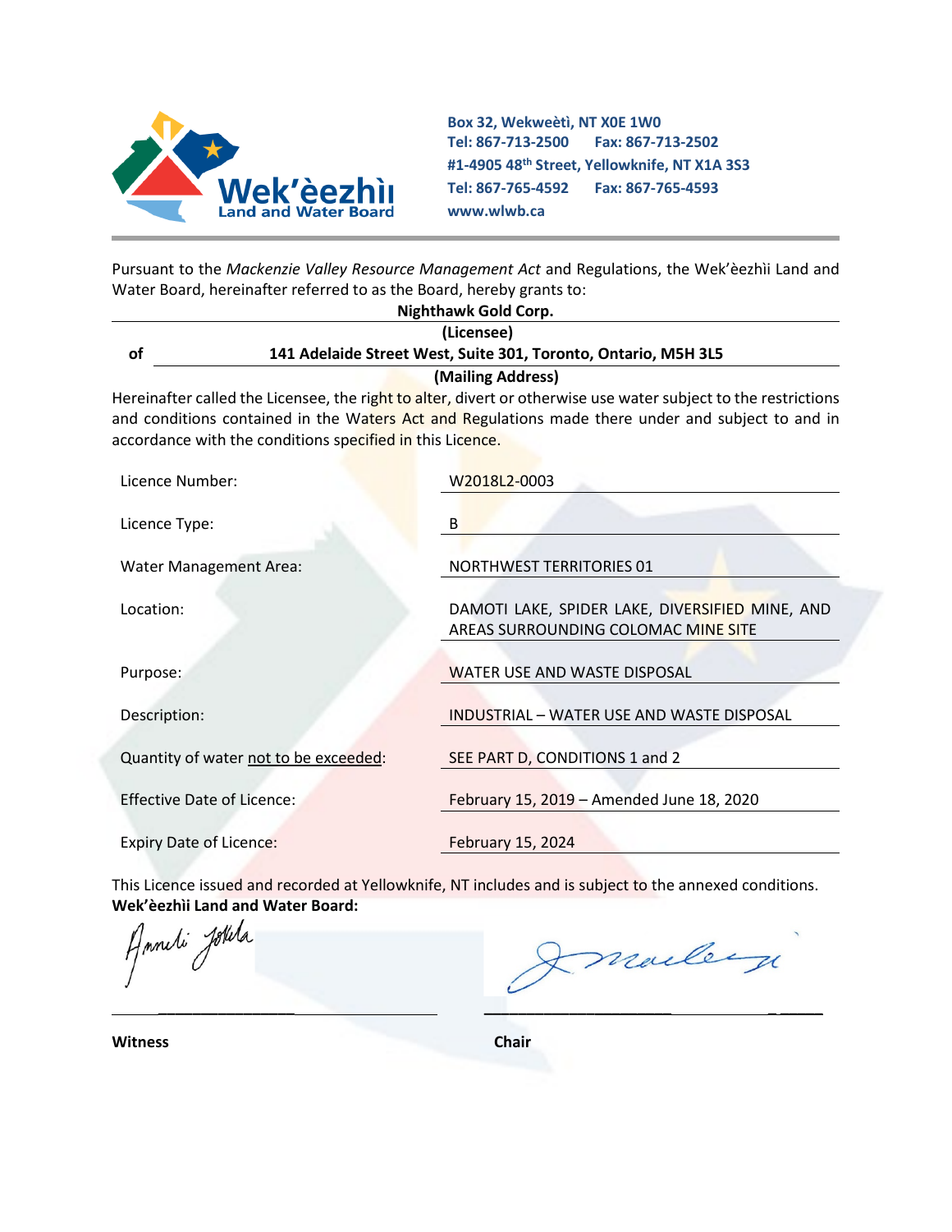**Wek'èezhìı Land and Water Board**

Box 32, Wekweètì, NT X0E 1W0
Tel: 867-713-2500 Fax: 867-713-2502
#1-4905 48th Street, Yellowknife, NT X1A 3S3
Tel: 867-765-4592 Fax: 867-765-4593
www.wlwb.ca

---

Pursuant to the *Mackenzie Valley Resource Management Act* and Regulations, the Wek'èezhìı Land and Water Board, hereinafter referred to as the Board, hereby grants to:

**Nighthawk Gold Corp.**
**(Licensee)**

of **141 Adelaide Street West, Suite 301, Toronto, Ontario, M5H 3L5**
**(Mailing Address)**

Hereinafter called the Licensee, the right to alter, divert or otherwise use water subject to the restrictions and conditions contained in the Waters Act and Regulations made there under and subject to and in accordance with the conditions specified in this Licence.

| | |
|---|---|
| Licence Number: | W2018L2-0003 |
| Licence Type: | B |
| Water Management Area: | NORTHWEST TERRITORIES 01 |
| Location: | DAMOTI LAKE, SPIDER LAKE, DIVERSIFIED MINE, AND AREAS SURROUNDING COLOMAC MINE SITE |
| Purpose: | WATER USE AND WASTE DISPOSAL |
| Description: | INDUSTRIAL – WATER USE AND WASTE DISPOSAL |
| Quantity of water <u>not to be exceeded</u>: | SEE PART D, CONDITIONS 1 and 2 |
| Effective Date of Licence: | February 15, 2019 – Amended June 18, 2020 |
| Expiry Date of Licence: | February 15, 2024 |

This Licence issued and recorded at Yellowknife, NT includes and is subject to the annexed conditions.
**Wek'èezhìı Land and Water Board:**

**Witness** **Chair**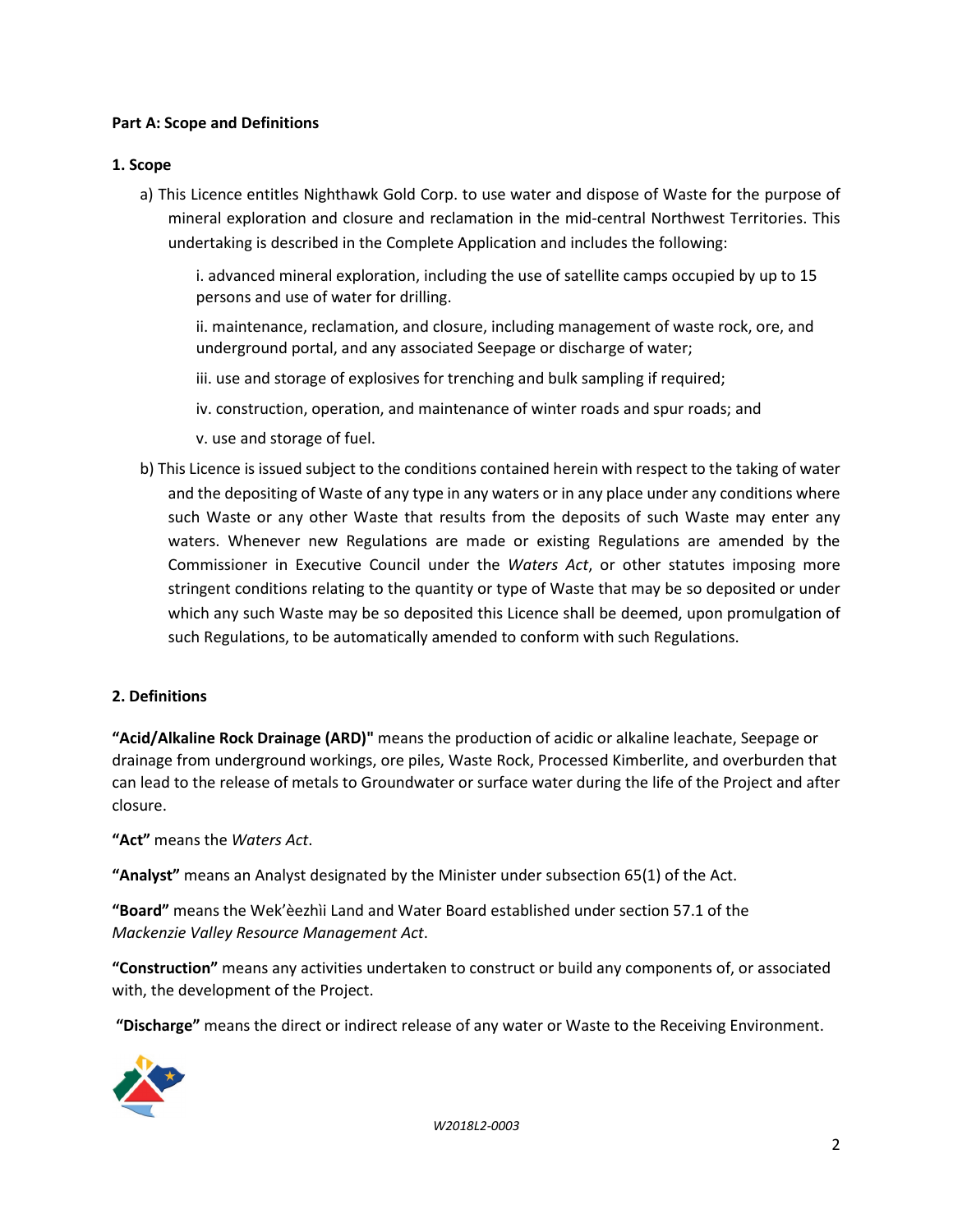**Part A: Scope and Definitions**

**1. Scope**

a) This Licence entitles Nighthawk Gold Corp. to use water and dispose of Waste for the purpose of mineral exploration and closure and reclamation in the mid-central Northwest Territories. This undertaking is described in the Complete Application and includes the following:

i. advanced mineral exploration, including the use of satellite camps occupied by up to 15 persons and use of water for drilling.

ii. maintenance, reclamation, and closure, including management of waste rock, ore, and underground portal, and any associated Seepage or discharge of water;

iii. use and storage of explosives for trenching and bulk sampling if required;

iv. construction, operation, and maintenance of winter roads and spur roads; and

v. use and storage of fuel.

b) This Licence is issued subject to the conditions contained herein with respect to the taking of water and the depositing of Waste of any type in any waters or in any place under any conditions where such Waste or any other Waste that results from the deposits of such Waste may enter any waters. Whenever new Regulations are made or existing Regulations are amended by the Commissioner in Executive Council under the *Waters Act*, or other statutes imposing more stringent conditions relating to the quantity or type of Waste that may be so deposited or under which any such Waste may be so deposited this Licence shall be deemed, upon promulgation of such Regulations, to be automatically amended to conform with such Regulations.

**2. Definitions**

**"Acid/Alkaline Rock Drainage (ARD)"** means the production of acidic or alkaline leachate, Seepage or drainage from underground workings, ore piles, Waste Rock, Processed Kimberlite, and overburden that can lead to the release of metals to Groundwater or surface water during the life of the Project and after closure.

**"Act"** means the *Waters Act*.

**"Analyst"** means an Analyst designated by the Minister under subsection 65(1) of the Act.

**"Board"** means the Wek'èezhìi Land and Water Board established under section 57.1 of the *Mackenzie Valley Resource Management Act*.

**"Construction"** means any activities undertaken to construct or build any components of, or associated with, the development of the Project.

**"Discharge"** means the direct or indirect release of any water or Waste to the Receiving Environment.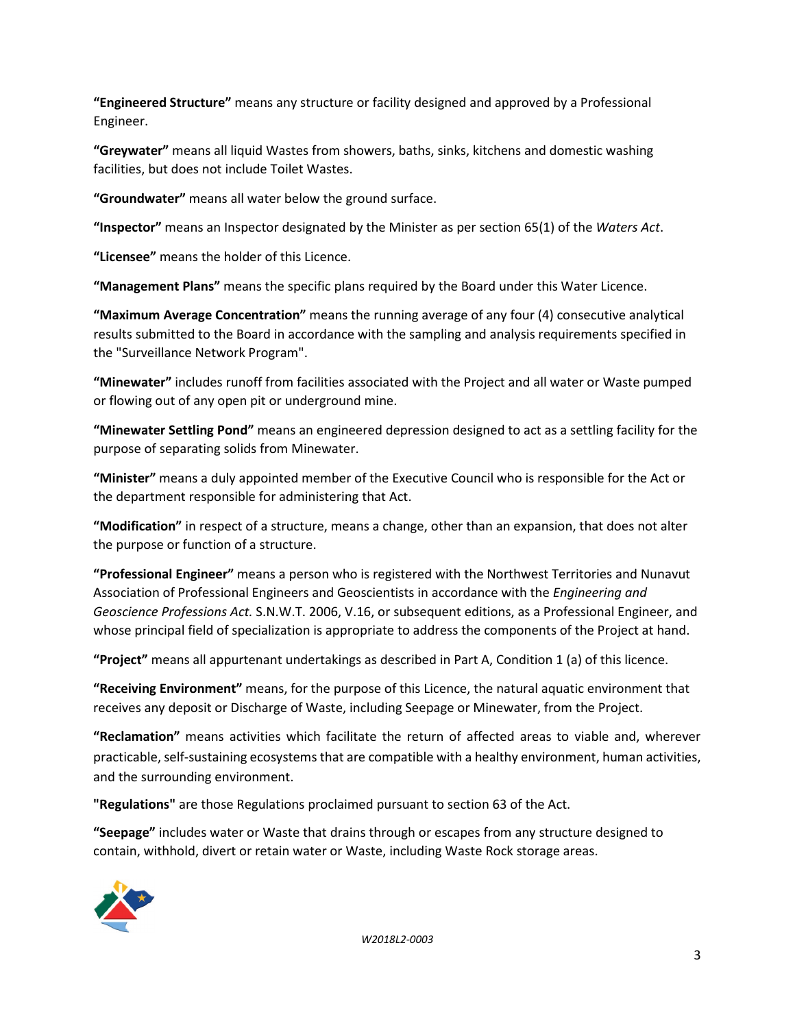**"Engineered Structure"** means any structure or facility designed and approved by a Professional Engineer.

**"Greywater"** means all liquid Wastes from showers, baths, sinks, kitchens and domestic washing facilities, but does not include Toilet Wastes.

**"Groundwater"** means all water below the ground surface.

**"Inspector"** means an Inspector designated by the Minister as per section 65(1) of the *Waters Act*.

**"Licensee"** means the holder of this Licence.

**"Management Plans"** means the specific plans required by the Board under this Water Licence.

**"Maximum Average Concentration"** means the running average of any four (4) consecutive analytical results submitted to the Board in accordance with the sampling and analysis requirements specified in the "Surveillance Network Program".

**"Minewater"** includes runoff from facilities associated with the Project and all water or Waste pumped or flowing out of any open pit or underground mine.

**"Minewater Settling Pond"** means an engineered depression designed to act as a settling facility for the purpose of separating solids from Minewater.

**"Minister"** means a duly appointed member of the Executive Council who is responsible for the Act or the department responsible for administering that Act.

**"Modification"** in respect of a structure, means a change, other than an expansion, that does not alter the purpose or function of a structure.

**"Professional Engineer"** means a person who is registered with the Northwest Territories and Nunavut Association of Professional Engineers and Geoscientists in accordance with the *Engineering and Geoscience Professions Act.* S.N.W.T. 2006, V.16, or subsequent editions, as a Professional Engineer, and whose principal field of specialization is appropriate to address the components of the Project at hand.

**"Project"** means all appurtenant undertakings as described in Part A, Condition 1 (a) of this licence.

**"Receiving Environment"** means, for the purpose of this Licence, the natural aquatic environment that receives any deposit or Discharge of Waste, including Seepage or Minewater, from the Project.

**"Reclamation"** means activities which facilitate the return of affected areas to viable and, wherever practicable, self-sustaining ecosystems that are compatible with a healthy environment, human activities, and the surrounding environment.

**"Regulations"** are those Regulations proclaimed pursuant to section 63 of the Act.

**"Seepage"** includes water or Waste that drains through or escapes from any structure designed to contain, withhold, divert or retain water or Waste, including Waste Rock storage areas.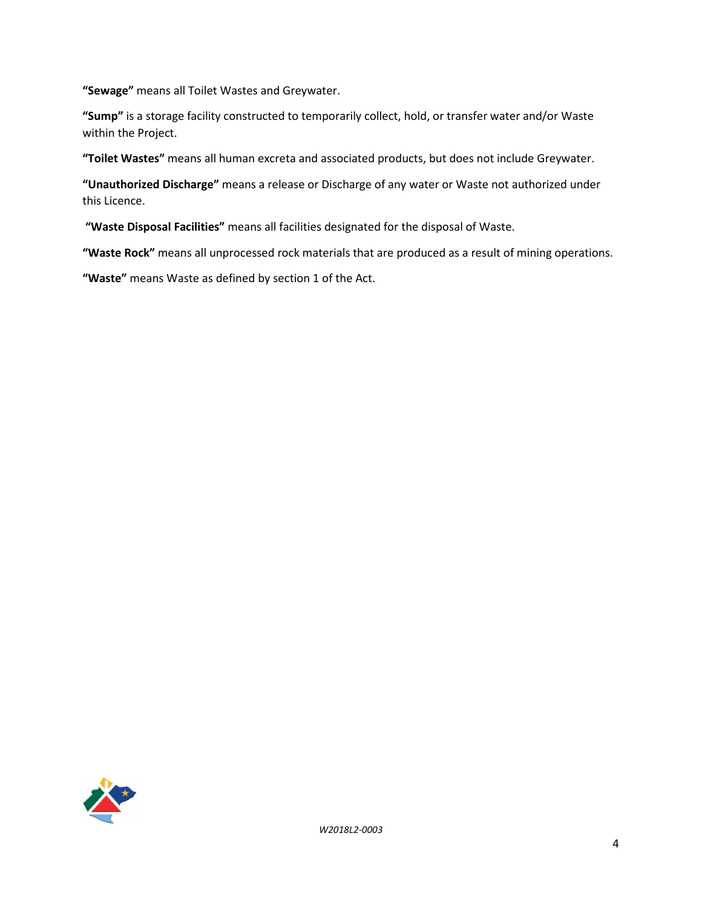**"Sewage"** means all Toilet Wastes and Greywater.

**"Sump"** is a storage facility constructed to temporarily collect, hold, or transfer water and/or Waste within the Project.

**"Toilet Wastes"** means all human excreta and associated products, but does not include Greywater.

**"Unauthorized Discharge"** means a release or Discharge of any water or Waste not authorized under this Licence.

**"Waste Disposal Facilities"** means all facilities designated for the disposal of Waste.

**"Waste Rock"** means all unprocessed rock materials that are produced as a result of mining operations.

**"Waste"** means Waste as defined by section 1 of the Act.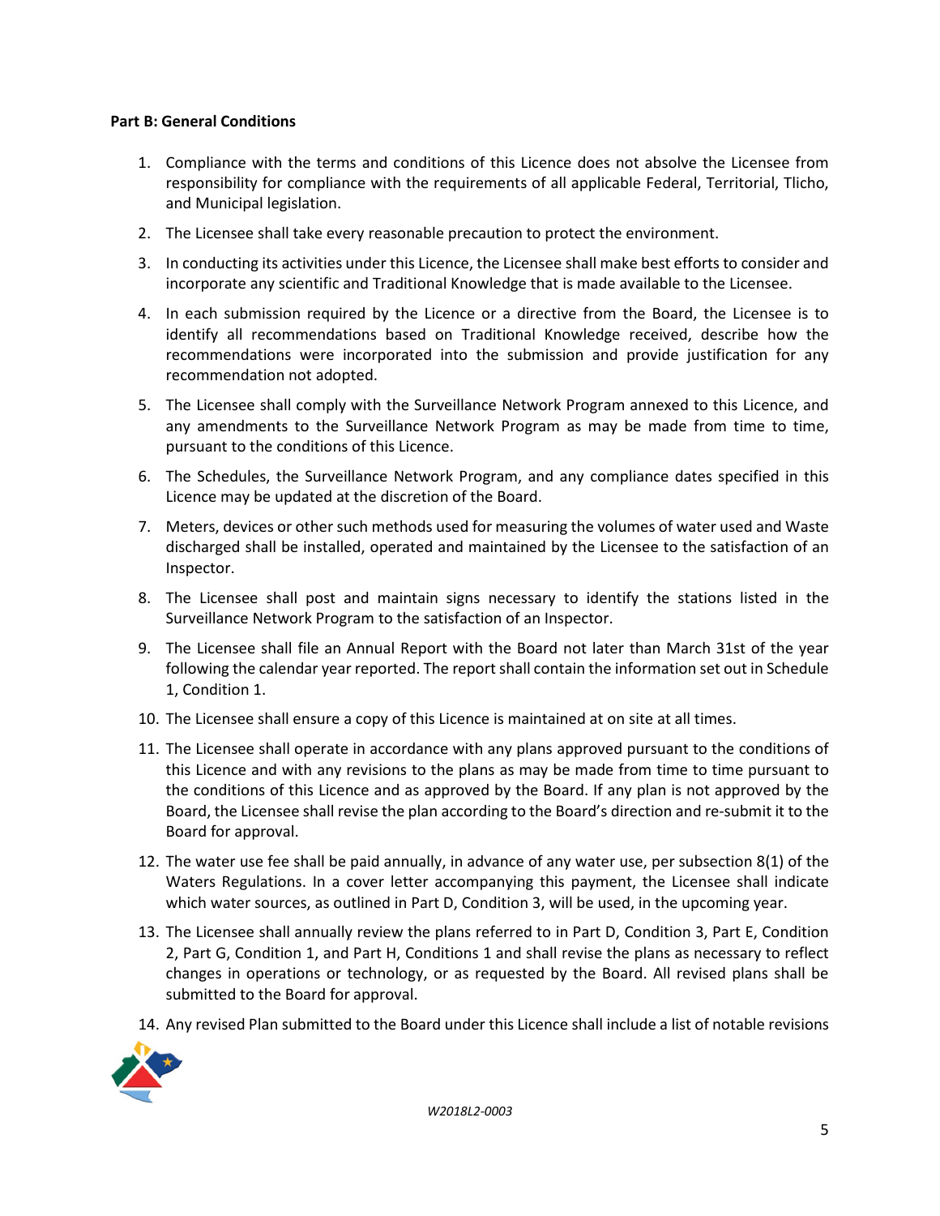**Part B: General Conditions**

1. Compliance with the terms and conditions of this Licence does not absolve the Licensee from responsibility for compliance with the requirements of all applicable Federal, Territorial, Tlicho, and Municipal legislation.
2. The Licensee shall take every reasonable precaution to protect the environment.
3. In conducting its activities under this Licence, the Licensee shall make best efforts to consider and incorporate any scientific and Traditional Knowledge that is made available to the Licensee.
4. In each submission required by the Licence or a directive from the Board, the Licensee is to identify all recommendations based on Traditional Knowledge received, describe how the recommendations were incorporated into the submission and provide justification for any recommendation not adopted.
5. The Licensee shall comply with the Surveillance Network Program annexed to this Licence, and any amendments to the Surveillance Network Program as may be made from time to time, pursuant to the conditions of this Licence.
6. The Schedules, the Surveillance Network Program, and any compliance dates specified in this Licence may be updated at the discretion of the Board.
7. Meters, devices or other such methods used for measuring the volumes of water used and Waste discharged shall be installed, operated and maintained by the Licensee to the satisfaction of an Inspector.
8. The Licensee shall post and maintain signs necessary to identify the stations listed in the Surveillance Network Program to the satisfaction of an Inspector.
9. The Licensee shall file an Annual Report with the Board not later than March 31st of the year following the calendar year reported. The report shall contain the information set out in Schedule 1, Condition 1.
10. The Licensee shall ensure a copy of this Licence is maintained at on site at all times.
11. The Licensee shall operate in accordance with any plans approved pursuant to the conditions of this Licence and with any revisions to the plans as may be made from time to time pursuant to the conditions of this Licence and as approved by the Board. If any plan is not approved by the Board, the Licensee shall revise the plan according to the Board's direction and re-submit it to the Board for approval.
12. The water use fee shall be paid annually, in advance of any water use, per subsection 8(1) of the Waters Regulations. In a cover letter accompanying this payment, the Licensee shall indicate which water sources, as outlined in Part D, Condition 3, will be used, in the upcoming year.
13. The Licensee shall annually review the plans referred to in Part D, Condition 3, Part E, Condition 2, Part G, Condition 1, and Part H, Conditions 1 and shall revise the plans as necessary to reflect changes in operations or technology, or as requested by the Board. All revised plans shall be submitted to the Board for approval.
14. Any revised Plan submitted to the Board under this Licence shall include a list of notable revisions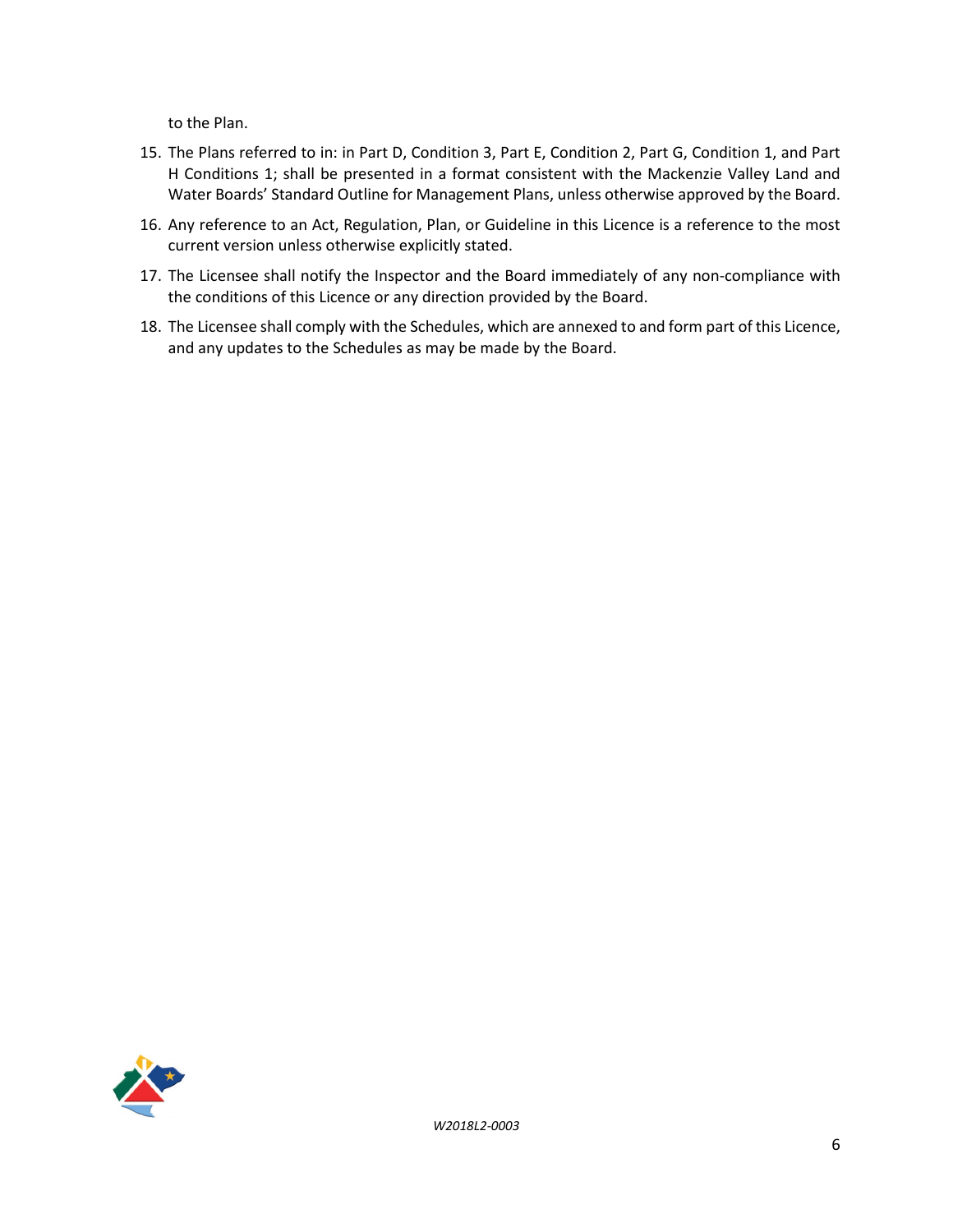to the Plan.

15. The Plans referred to in: in Part D, Condition 3, Part E, Condition 2, Part G, Condition 1, and Part H Conditions 1; shall be presented in a format consistent with the Mackenzie Valley Land and Water Boards' Standard Outline for Management Plans, unless otherwise approved by the Board.
16. Any reference to an Act, Regulation, Plan, or Guideline in this Licence is a reference to the most current version unless otherwise explicitly stated.
17. The Licensee shall notify the Inspector and the Board immediately of any non-compliance with the conditions of this Licence or any direction provided by the Board.
18. The Licensee shall comply with the Schedules, which are annexed to and form part of this Licence, and any updates to the Schedules as may be made by the Board.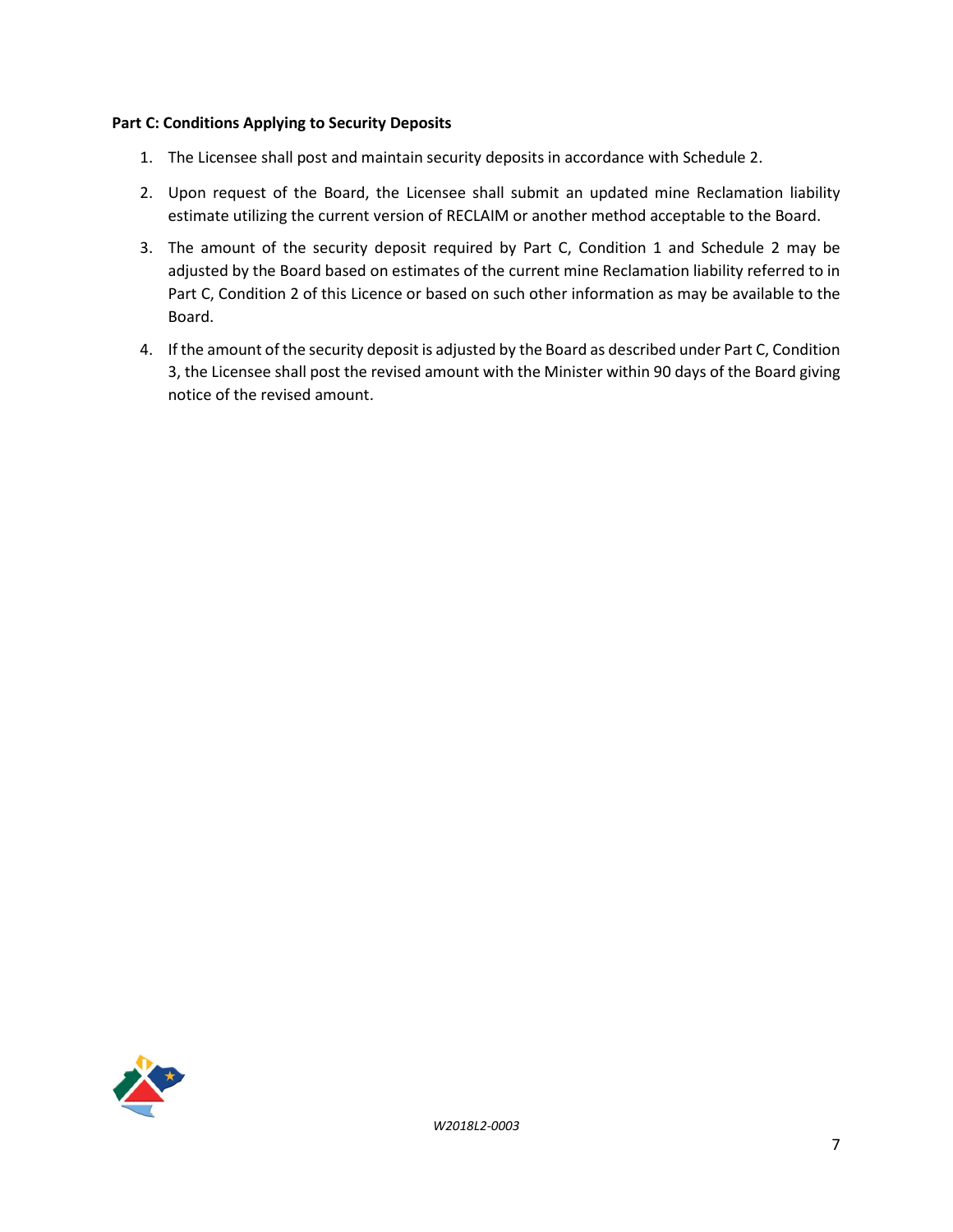**Part C: Conditions Applying to Security Deposits**

1. The Licensee shall post and maintain security deposits in accordance with Schedule 2.
2. Upon request of the Board, the Licensee shall submit an updated mine Reclamation liability estimate utilizing the current version of RECLAIM or another method acceptable to the Board.
3. The amount of the security deposit required by Part C, Condition 1 and Schedule 2 may be adjusted by the Board based on estimates of the current mine Reclamation liability referred to in Part C, Condition 2 of this Licence or based on such other information as may be available to the Board.
4. If the amount of the security deposit is adjusted by the Board as described under Part C, Condition 3, the Licensee shall post the revised amount with the Minister within 90 days of the Board giving notice of the revised amount.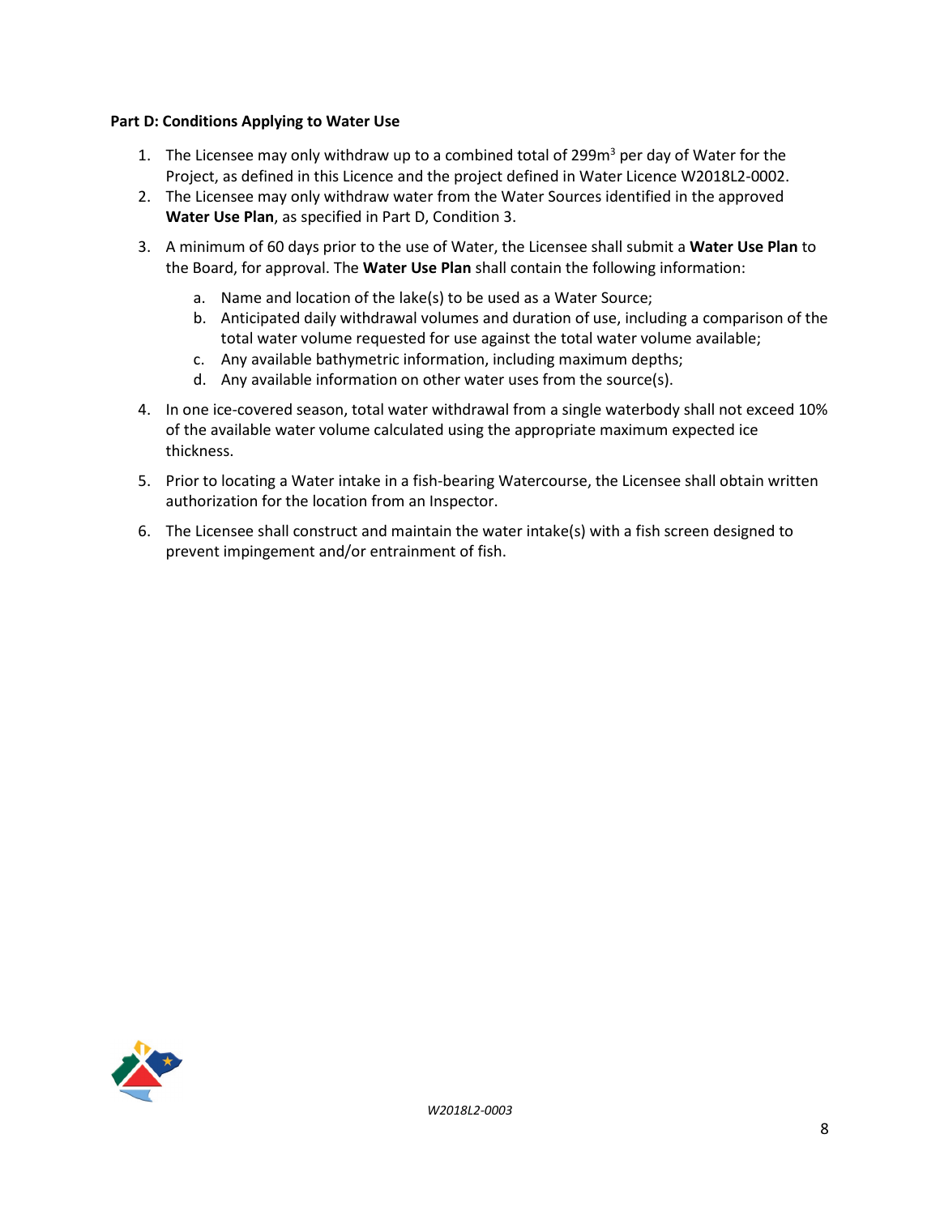**Part D: Conditions Applying to Water Use**

1. The Licensee may only withdraw up to a combined total of 299$m^3$ per day of Water for the Project, as defined in this Licence and the project defined in Water Licence W2018L2-0002.
2. The Licensee may only withdraw water from the Water Sources identified in the approved **Water Use Plan**, as specified in Part D, Condition 3.
3. A minimum of 60 days prior to the use of Water, the Licensee shall submit a **Water Use Plan** to the Board, for approval. The **Water Use Plan** shall contain the following information:
   a. Name and location of the lake(s) to be used as a Water Source;
   b. Anticipated daily withdrawal volumes and duration of use, including a comparison of the total water volume requested for use against the total water volume available;
   c. Any available bathymetric information, including maximum depths;
   d. Any available information on other water uses from the source(s).
4. In one ice-covered season, total water withdrawal from a single waterbody shall not exceed 10% of the available water volume calculated using the appropriate maximum expected ice thickness.
5. Prior to locating a Water intake in a fish-bearing Watercourse, the Licensee shall obtain written authorization for the location from an Inspector.
6. The Licensee shall construct and maintain the water intake(s) with a fish screen designed to prevent impingement and/or entrainment of fish.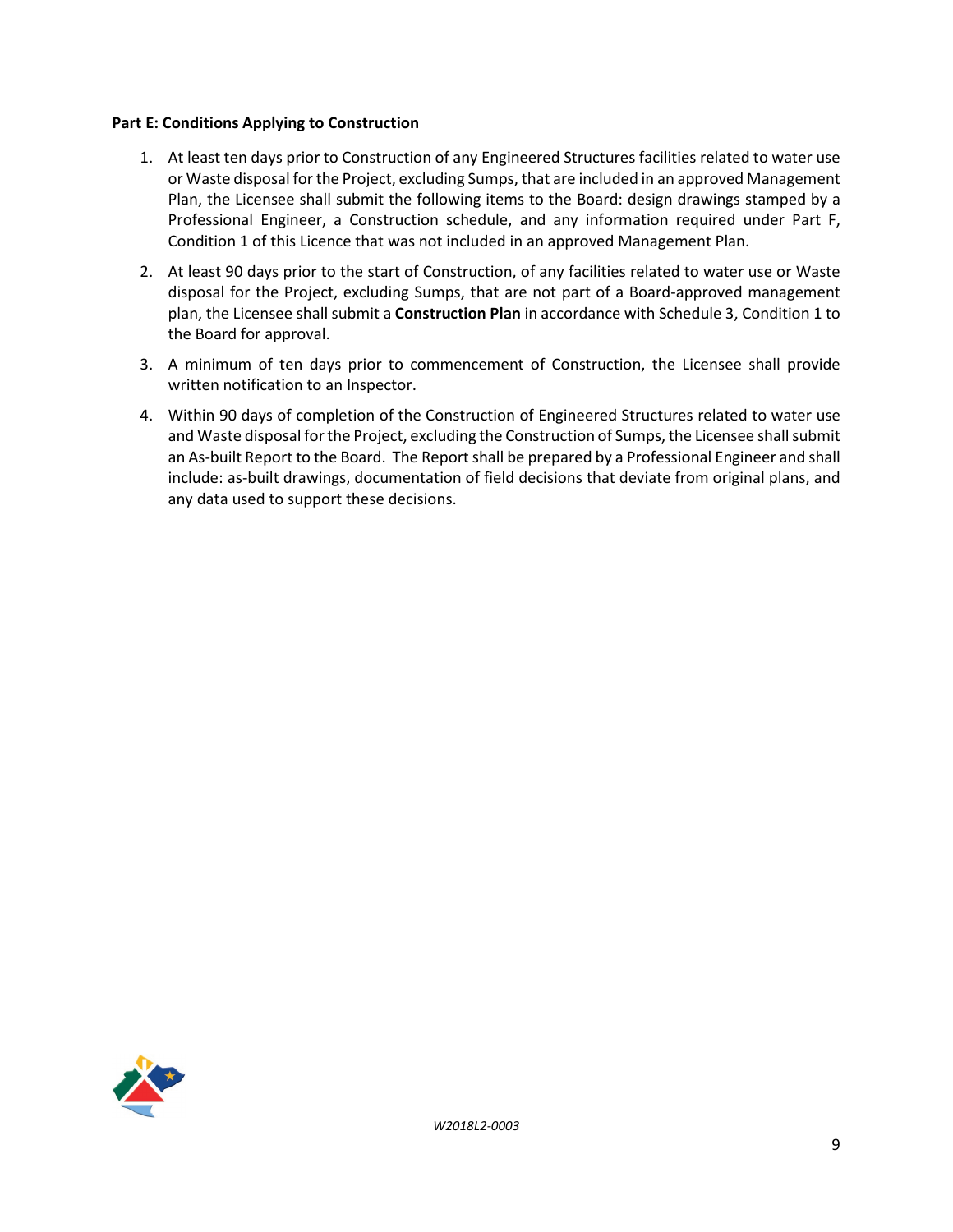**Part E: Conditions Applying to Construction**

1. At least ten days prior to Construction of any Engineered Structures facilities related to water use or Waste disposal for the Project, excluding Sumps, that are included in an approved Management Plan, the Licensee shall submit the following items to the Board: design drawings stamped by a Professional Engineer, a Construction schedule, and any information required under Part F, Condition 1 of this Licence that was not included in an approved Management Plan.
2. At least 90 days prior to the start of Construction, of any facilities related to water use or Waste disposal for the Project, excluding Sumps, that are not part of a Board-approved management plan, the Licensee shall submit a **Construction Plan** in accordance with Schedule 3, Condition 1 to the Board for approval.
3. A minimum of ten days prior to commencement of Construction, the Licensee shall provide written notification to an Inspector.
4. Within 90 days of completion of the Construction of Engineered Structures related to water use and Waste disposal for the Project, excluding the Construction of Sumps, the Licensee shall submit an As-built Report to the Board. The Report shall be prepared by a Professional Engineer and shall include: as-built drawings, documentation of field decisions that deviate from original plans, and any data used to support these decisions.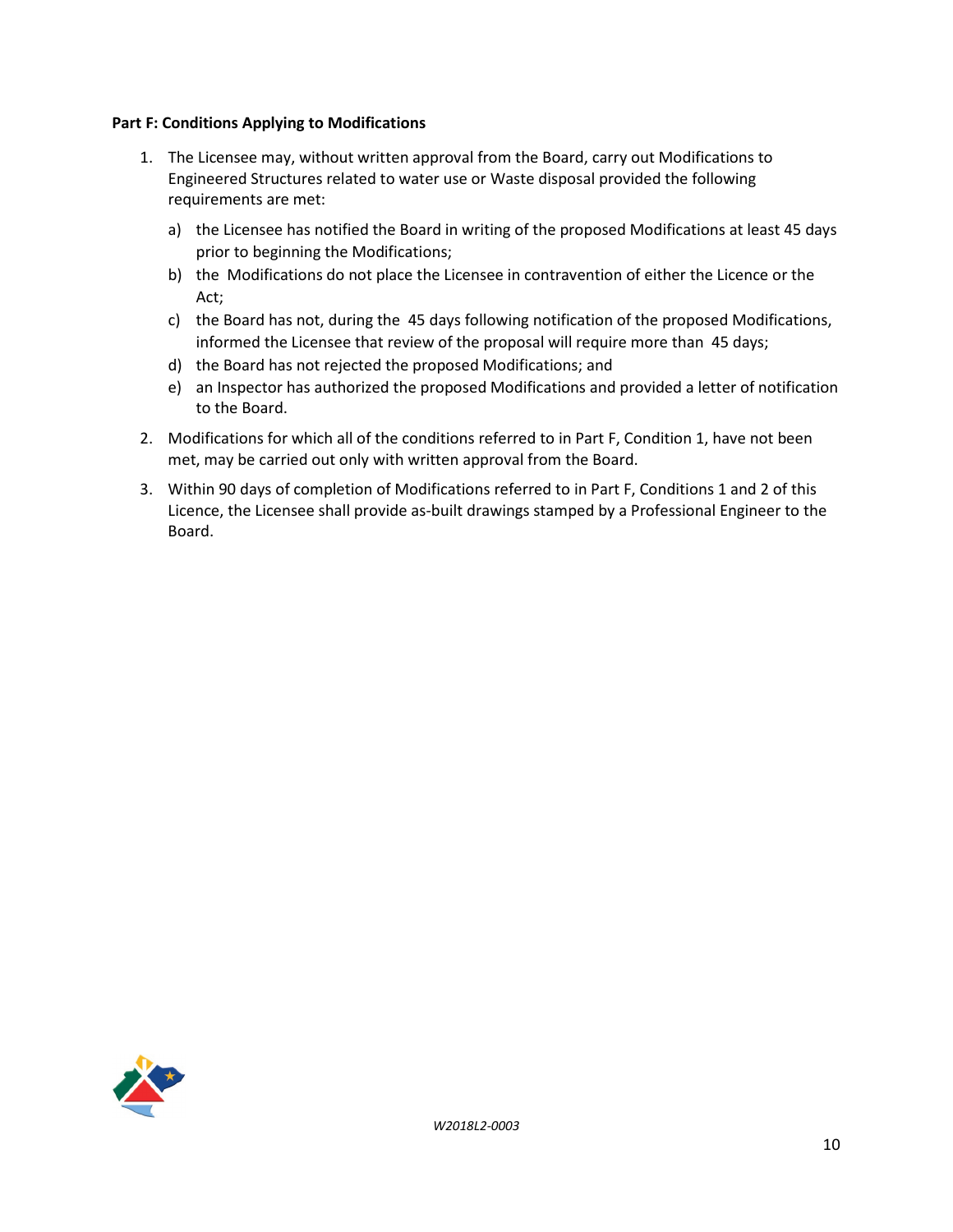**Part F: Conditions Applying to Modifications**

1. The Licensee may, without written approval from the Board, carry out Modifications to Engineered Structures related to water use or Waste disposal provided the following requirements are met:

    a) the Licensee has notified the Board in writing of the proposed Modifications at least 45 days prior to beginning the Modifications;
    b) the Modifications do not place the Licensee in contravention of either the Licence or the Act;
    c) the Board has not, during the 45 days following notification of the proposed Modifications, informed the Licensee that review of the proposal will require more than 45 days;
    d) the Board has not rejected the proposed Modifications; and
    e) an Inspector has authorized the proposed Modifications and provided a letter of notification to the Board.

2. Modifications for which all of the conditions referred to in Part F, Condition 1, have not been met, may be carried out only with written approval from the Board.

3. Within 90 days of completion of Modifications referred to in Part F, Conditions 1 and 2 of this Licence, the Licensee shall provide as-built drawings stamped by a Professional Engineer to the Board.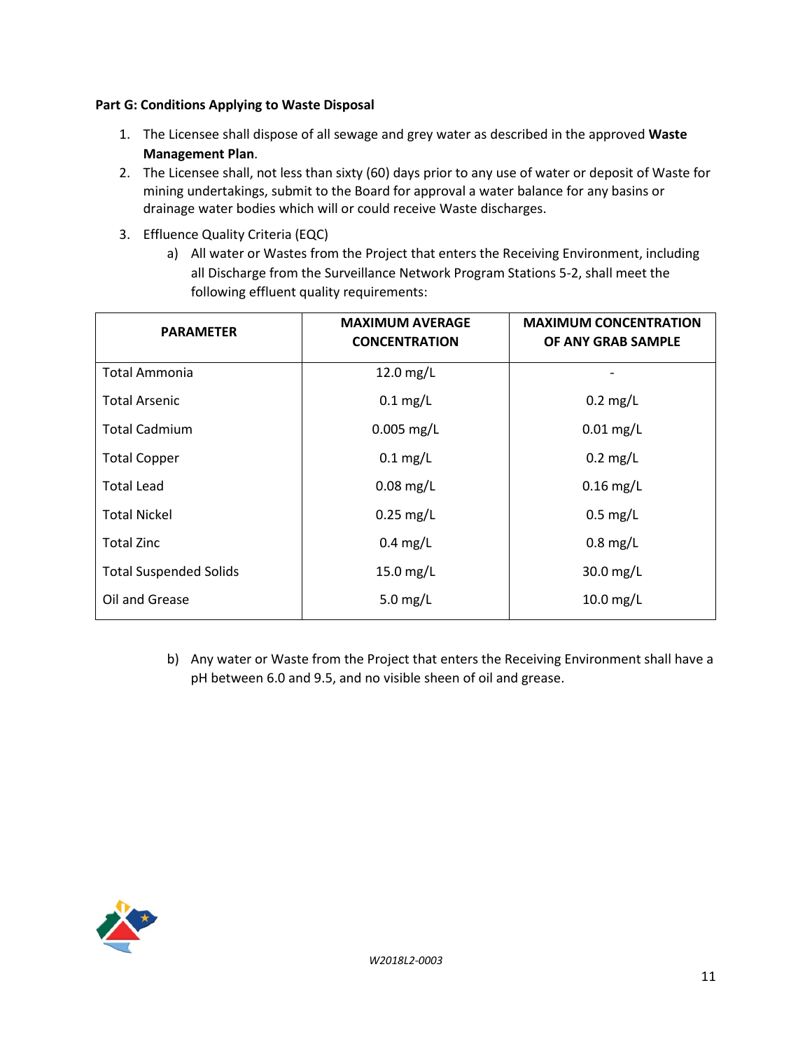**Part G: Conditions Applying to Waste Disposal**

1. The Licensee shall dispose of all sewage and grey water as described in the approved **Waste Management Plan**.
2. The Licensee shall, not less than sixty (60) days prior to any use of water or deposit of Waste for mining undertakings, submit to the Board for approval a water balance for any basins or drainage water bodies which will or could receive Waste discharges.
3. Effluence Quality Criteria (EQC)
   a) All water or Wastes from the Project that enters the Receiving Environment, including all Discharge from the Surveillance Network Program Stations 5-2, shall meet the following effluent quality requirements:

| PARAMETER | MAXIMUM AVERAGE CONCENTRATION | MAXIMUM CONCENTRATION OF ANY GRAB SAMPLE |
|---|---|---|
| Total Ammonia | 12.0 mg/L | - |
| Total Arsenic | 0.1 mg/L | 0.2 mg/L |
| Total Cadmium | 0.005 mg/L | 0.01 mg/L |
| Total Copper | 0.1 mg/L | 0.2 mg/L |
| Total Lead | 0.08 mg/L | 0.16 mg/L |
| Total Nickel | 0.25 mg/L | 0.5 mg/L |
| Total Zinc | 0.4 mg/L | 0.8 mg/L |
| Total Suspended Solids | 15.0 mg/L | 30.0 mg/L |
| Oil and Grease | 5.0 mg/L | 10.0 mg/L |

   b) Any water or Waste from the Project that enters the Receiving Environment shall have a pH between 6.0 and 9.5, and no visible sheen of oil and grease.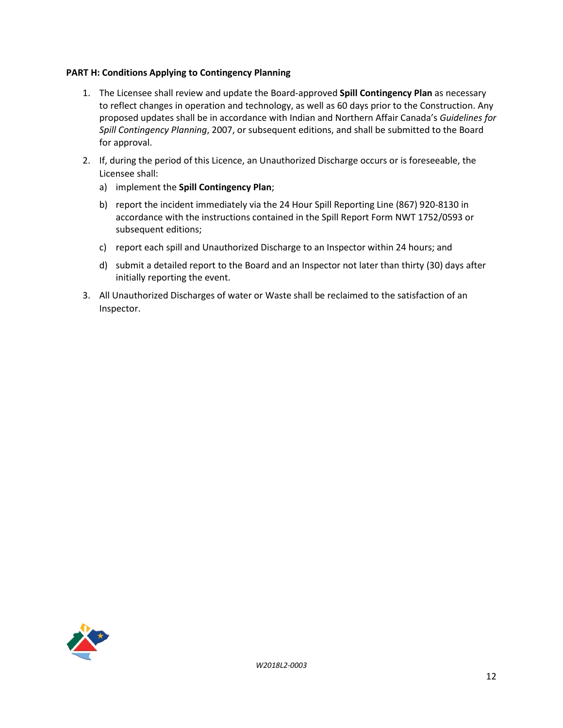**PART H: Conditions Applying to Contingency Planning**

1. The Licensee shall review and update the Board-approved **Spill Contingency Plan** as necessary to reflect changes in operation and technology, as well as 60 days prior to the Construction. Any proposed updates shall be in accordance with Indian and Northern Affair Canada's *Guidelines for Spill Contingency Planning*, 2007, or subsequent editions, and shall be submitted to the Board for approval.
2. If, during the period of this Licence, an Unauthorized Discharge occurs or is foreseeable, the Licensee shall:
   a) implement the **Spill Contingency Plan**;
   b) report the incident immediately via the 24 Hour Spill Reporting Line (867) 920-8130 in accordance with the instructions contained in the Spill Report Form NWT 1752/0593 or subsequent editions;
   c) report each spill and Unauthorized Discharge to an Inspector within 24 hours; and
   d) submit a detailed report to the Board and an Inspector not later than thirty (30) days after initially reporting the event.
3. All Unauthorized Discharges of water or Waste shall be reclaimed to the satisfaction of an Inspector.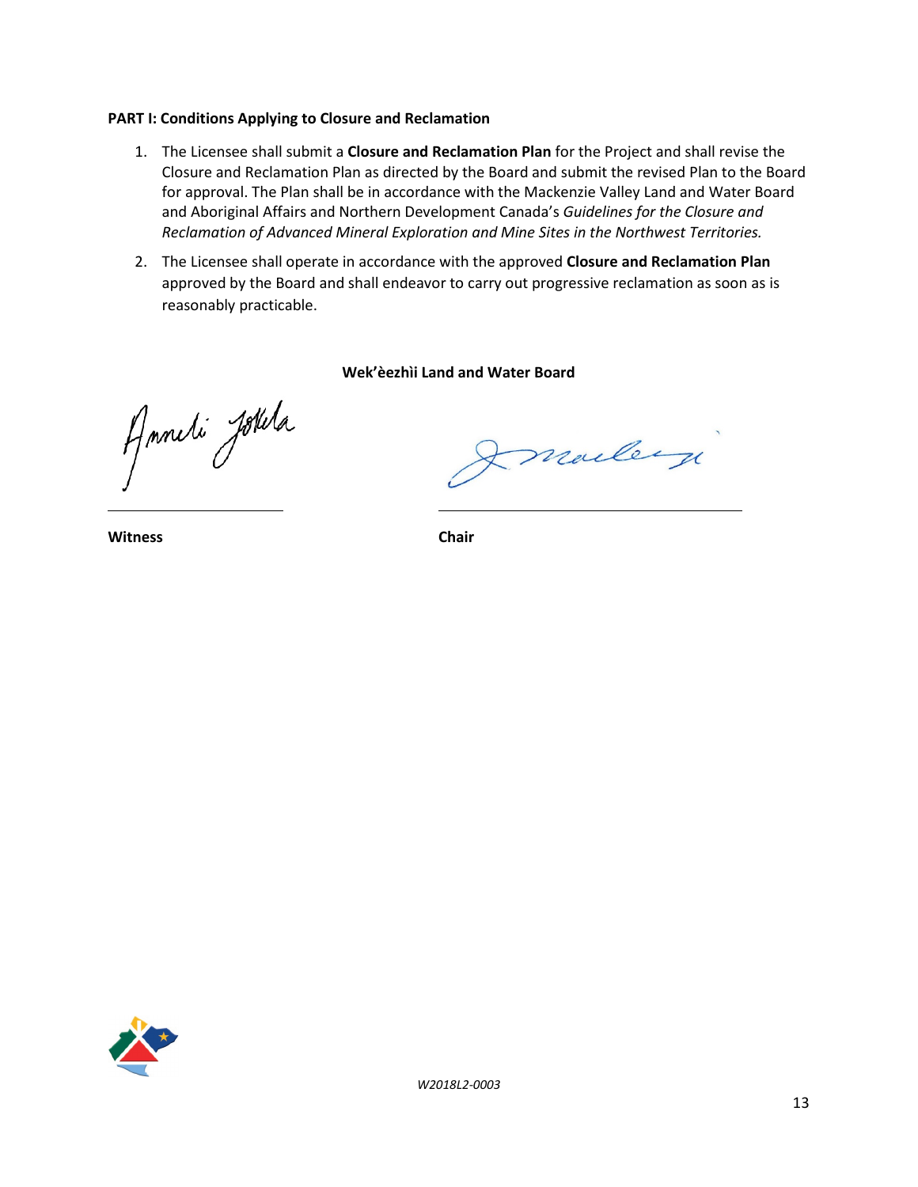**PART I: Conditions Applying to Closure and Reclamation**

1. The Licensee shall submit a **Closure and Reclamation Plan** for the Project and shall revise the Closure and Reclamation Plan as directed by the Board and submit the revised Plan to the Board for approval. The Plan shall be in accordance with the Mackenzie Valley Land and Water Board and Aboriginal Affairs and Northern Development Canada's *Guidelines for the Closure and Reclamation of Advanced Mineral Exploration and Mine Sites in the Northwest Territories.*
2. The Licensee shall operate in accordance with the approved **Closure and Reclamation Plan** approved by the Board and shall endeavor to carry out progressive reclamation as soon as is reasonably practicable.

**Wek'èezhìi Land and Water Board**

**Witness** **Chair**

*W2018L2-0003*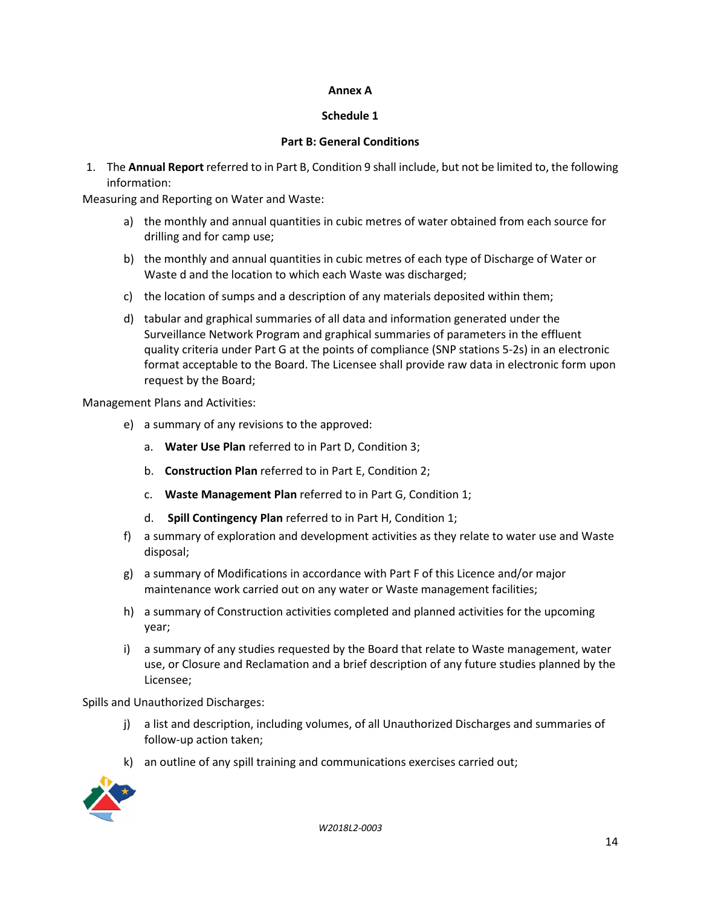**Annex A**

**Schedule 1**

**Part B: General Conditions**

1. The **Annual Report** referred to in Part B, Condition 9 shall include, but not be limited to, the following information:

Measuring and Reporting on Water and Waste:

a) the monthly and annual quantities in cubic metres of water obtained from each source for drilling and for camp use;

b) the monthly and annual quantities in cubic metres of each type of Discharge of Water or Waste d and the location to which each Waste was discharged;

c) the location of sumps and a description of any materials deposited within them;

d) tabular and graphical summaries of all data and information generated under the Surveillance Network Program and graphical summaries of parameters in the effluent quality criteria under Part G at the points of compliance (SNP stations 5-2s) in an electronic format acceptable to the Board. The Licensee shall provide raw data in electronic form upon request by the Board;

Management Plans and Activities:

e) a summary of any revisions to the approved:

   a. **Water Use Plan** referred to in Part D, Condition 3;

   b. **Construction Plan** referred to in Part E, Condition 2;

   c. **Waste Management Plan** referred to in Part G, Condition 1;

   d. **Spill Contingency Plan** referred to in Part H, Condition 1;

f) a summary of exploration and development activities as they relate to water use and Waste disposal;

g) a summary of Modifications in accordance with Part F of this Licence and/or major maintenance work carried out on any water or Waste management facilities;

h) a summary of Construction activities completed and planned activities for the upcoming year;

i) a summary of any studies requested by the Board that relate to Waste management, water use, or Closure and Reclamation and a brief description of any future studies planned by the Licensee;

Spills and Unauthorized Discharges:

j) a list and description, including volumes, of all Unauthorized Discharges and summaries of follow-up action taken;

k) an outline of any spill training and communications exercises carried out;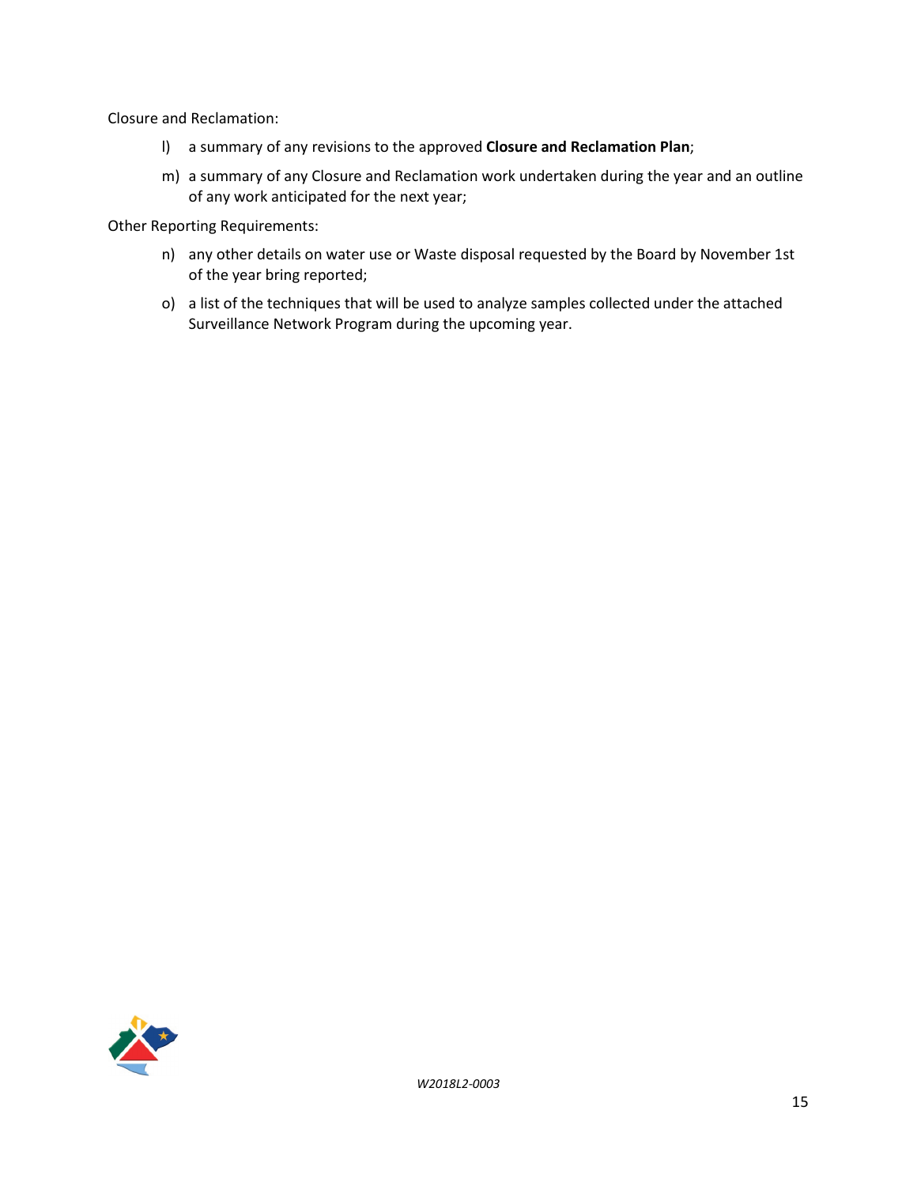Closure and Reclamation:

l) a summary of any revisions to the approved **Closure and Reclamation Plan**;

m) a summary of any Closure and Reclamation work undertaken during the year and an outline of any work anticipated for the next year;

Other Reporting Requirements:

n) any other details on water use or Waste disposal requested by the Board by November 1st of the year bring reported;

o) a list of the techniques that will be used to analyze samples collected under the attached Surveillance Network Program during the upcoming year.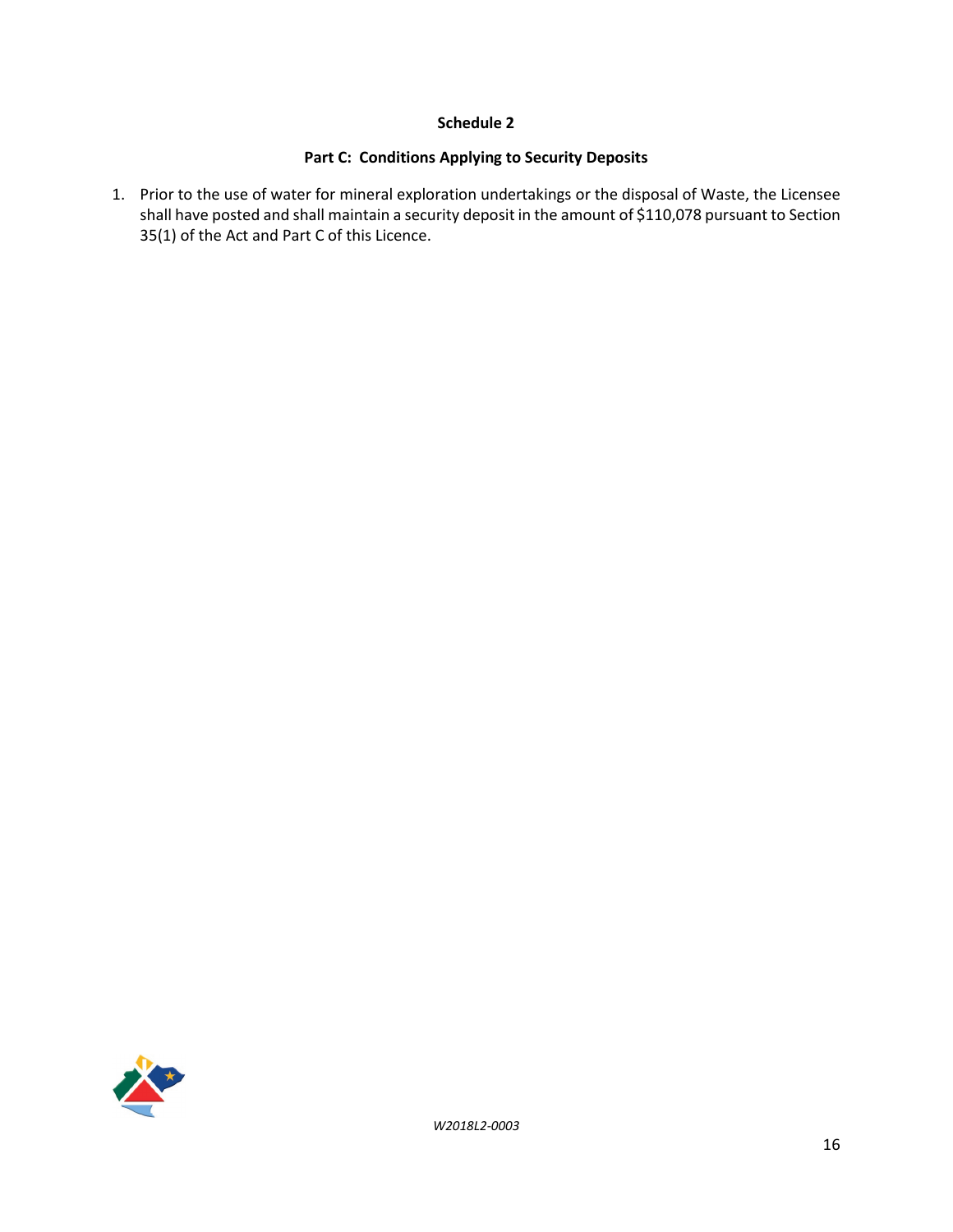**Schedule 2**

**Part C: Conditions Applying to Security Deposits**

1. Prior to the use of water for mineral exploration undertakings or the disposal of Waste, the Licensee shall have posted and shall maintain a security deposit in the amount of $110,078 pursuant to Section 35(1) of the Act and Part C of this Licence.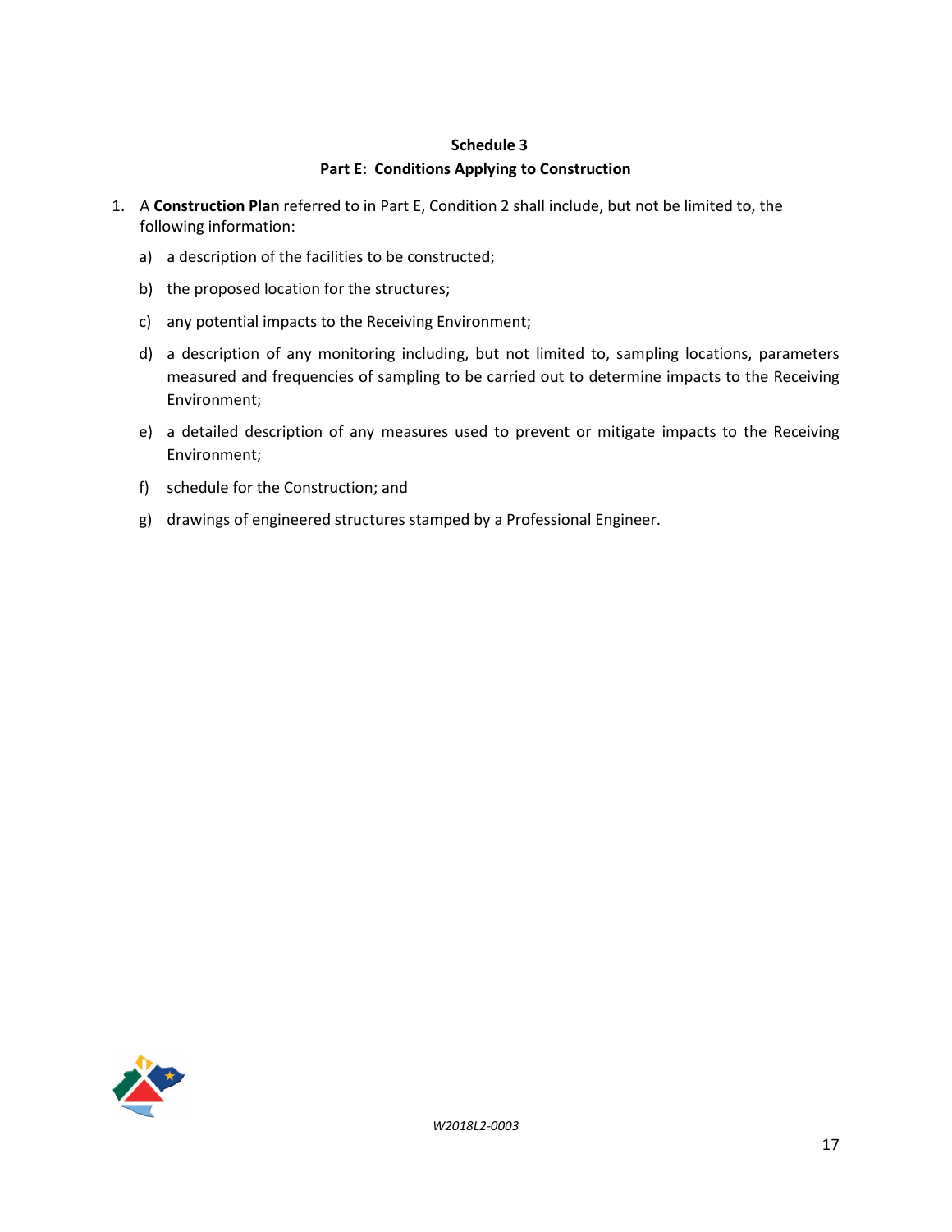## Schedule 3

### Part E: Conditions Applying to Construction

1. A **Construction Plan** referred to in Part E, Condition 2 shall include, but not be limited to, the following information:

   a) a description of the facilities to be constructed;

   b) the proposed location for the structures;

   c) any potential impacts to the Receiving Environment;

   d) a description of any monitoring including, but not limited to, sampling locations, parameters measured and frequencies of sampling to be carried out to determine impacts to the Receiving Environment;

   e) a detailed description of any measures used to prevent or mitigate impacts to the Receiving Environment;

   f) schedule for the Construction; and

   g) drawings of engineered structures stamped by a Professional Engineer.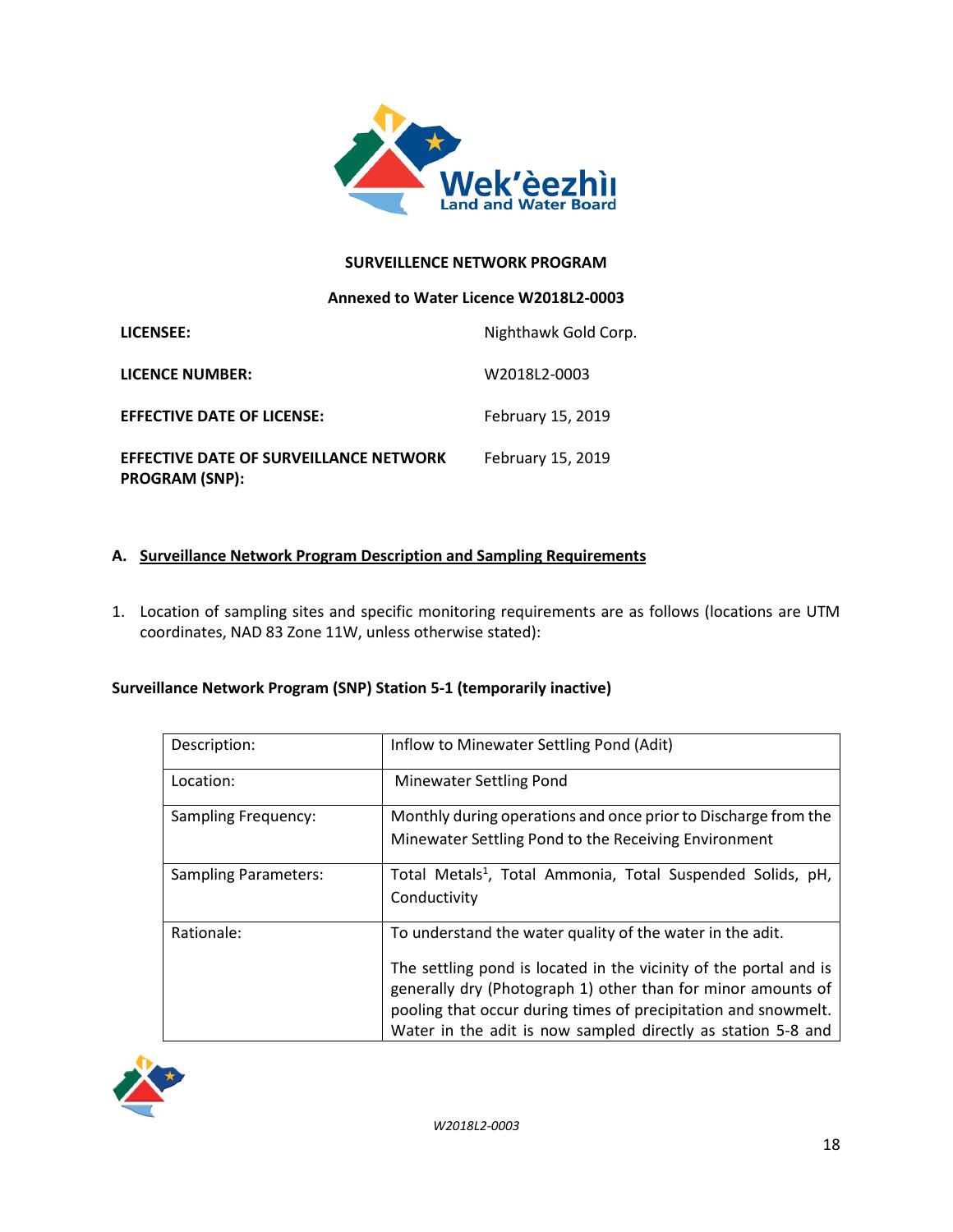**SURVEILLENCE NETWORK PROGRAM**

**Annexed to Water Licence W2018L2-0003**

| | |
|---|---|
| **LICENSEE:** | Nighthawk Gold Corp. |
| **LICENCE NUMBER:** | W2018L2-0003 |
| **EFFECTIVE DATE OF LICENSE:** | February 15, 2019 |
| **EFFECTIVE DATE OF SURVEILLANCE NETWORK PROGRAM (SNP):** | February 15, 2019 |

## A. <u>Surveillance Network Program Description and Sampling Requirements</u>

1. Location of sampling sites and specific monitoring requirements are as follows (locations are UTM coordinates, NAD 83 Zone 11W, unless otherwise stated):

**Surveillance Network Program (SNP) Station 5-1 (temporarily inactive)**

| | |
|---|---|
| Description: | Inflow to Minewater Settling Pond (Adit) |
| Location: | Minewater Settling Pond |
| Sampling Frequency: | Monthly during operations and once prior to Discharge from the Minewater Settling Pond to the Receiving Environment |
| Sampling Parameters: | Total Metals[1], Total Ammonia, Total Suspended Solids, pH, Conductivity |
| Rationale: | To understand the water quality of the water in the adit.<br><br>The settling pond is located in the vicinity of the portal and is generally dry (Photograph 1) other than for minor amounts of pooling that occur during times of precipitation and snowmelt. Water in the adit is now sampled directly as station 5-8 and |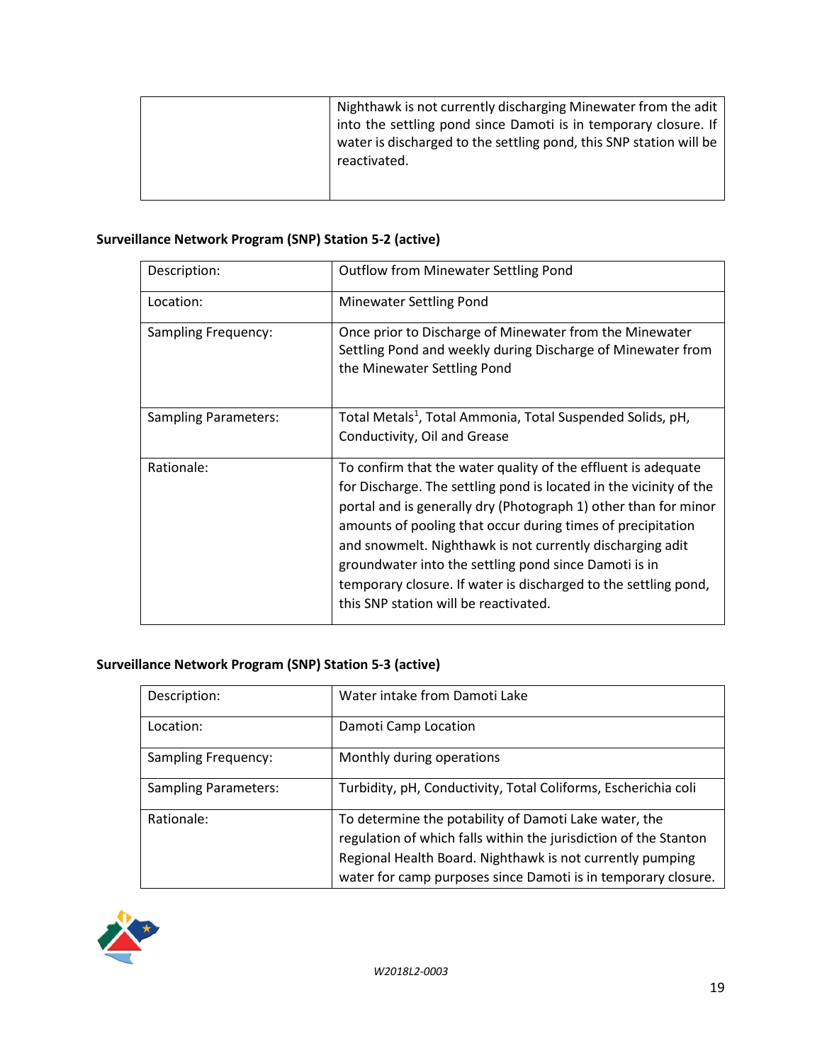| | Nighthawk is not currently discharging Minewater from the adit into the settling pond since Damoti is in temporary closure. If water is discharged to the settling pond, this SNP station will be reactivated. |
|---|---|

**Surveillance Network Program (SNP) Station 5-2 (active)**

| Description: | Outflow from Minewater Settling Pond |
|---|---|
| Location: | Minewater Settling Pond |
| Sampling Frequency: | Once prior to Discharge of Minewater from the Minewater Settling Pond and weekly during Discharge of Minewater from the Minewater Settling Pond |
| Sampling Parameters: | Total Metals[1], Total Ammonia, Total Suspended Solids, pH, Conductivity, Oil and Grease |
| Rationale: | To confirm that the water quality of the effluent is adequate for Discharge. The settling pond is located in the vicinity of the portal and is generally dry (Photograph 1) other than for minor amounts of pooling that occur during times of precipitation and snowmelt. Nighthawk is not currently discharging adit groundwater into the settling pond since Damoti is in temporary closure. If water is discharged to the settling pond, this SNP station will be reactivated. |

**Surveillance Network Program (SNP) Station 5-3 (active)**

| Description: | Water intake from Damoti Lake |
|---|---|
| Location: | Damoti Camp Location |
| Sampling Frequency: | Monthly during operations |
| Sampling Parameters: | Turbidity, pH, Conductivity, Total Coliforms, Escherichia coli |
| Rationale: | To determine the potability of Damoti Lake water, the regulation of which falls within the jurisdiction of the Stanton Regional Health Board. Nighthawk is not currently pumping water for camp purposes since Damoti is in temporary closure. |

*W2018L2-0003*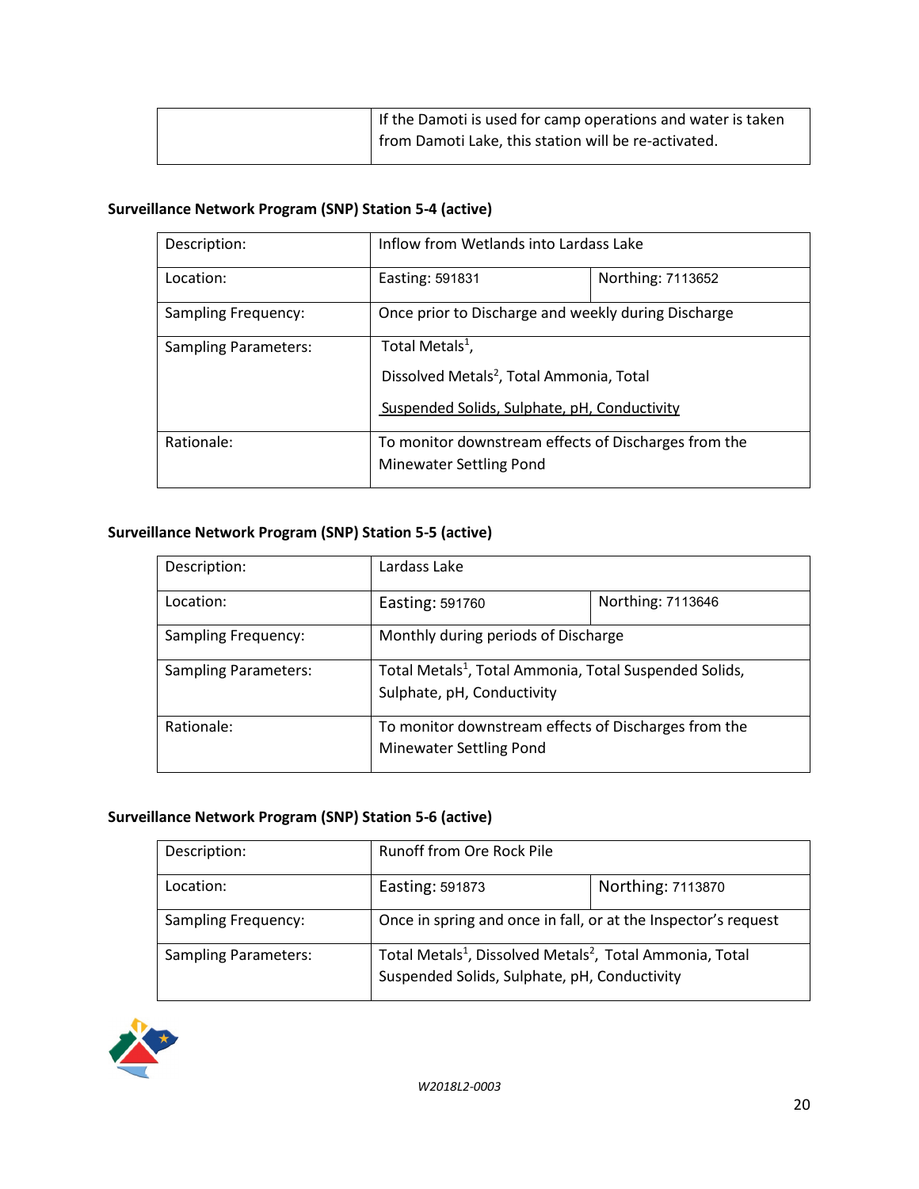| | If the Damoti is used for camp operations and water is taken from Damoti Lake, this station will be re-activated. |
|---|---|

**Surveillance Network Program (SNP) Station 5-4 (active)**

| Description: | Inflow from Wetlands into Lardass Lake | |
|---|---|---|
| Location: | Easting: 591831 | Northing: 7113652 |
| Sampling Frequency: | Once prior to Discharge and weekly during Discharge | |
| Sampling Parameters: | Total Metals[1], Dissolved Metals[2], Total Ammonia, Total Suspended Solids, Sulphate, pH, Conductivity | |
| Rationale: | To monitor downstream effects of Discharges from the Minewater Settling Pond | |

**Surveillance Network Program (SNP) Station 5-5 (active)**

| Description: | Lardass Lake | |
|---|---|---|
| Location: | Easting: 591760 | Northing: 7113646 |
| Sampling Frequency: | Monthly during periods of Discharge | |
| Sampling Parameters: | Total Metals[1], Total Ammonia, Total Suspended Solids, Sulphate, pH, Conductivity | |
| Rationale: | To monitor downstream effects of Discharges from the Minewater Settling Pond | |

**Surveillance Network Program (SNP) Station 5-6 (active)**

| Description: | Runoff from Ore Rock Pile | |
|---|---|---|
| Location: | Easting: 591873 | Northing: 7113870 |
| Sampling Frequency: | Once in spring and once in fall, or at the Inspector's request | |
| Sampling Parameters: | Total Metals[1], Dissolved Metals[2], Total Ammonia, Total Suspended Solids, Sulphate, pH, Conductivity | |

*W2018L2-0003*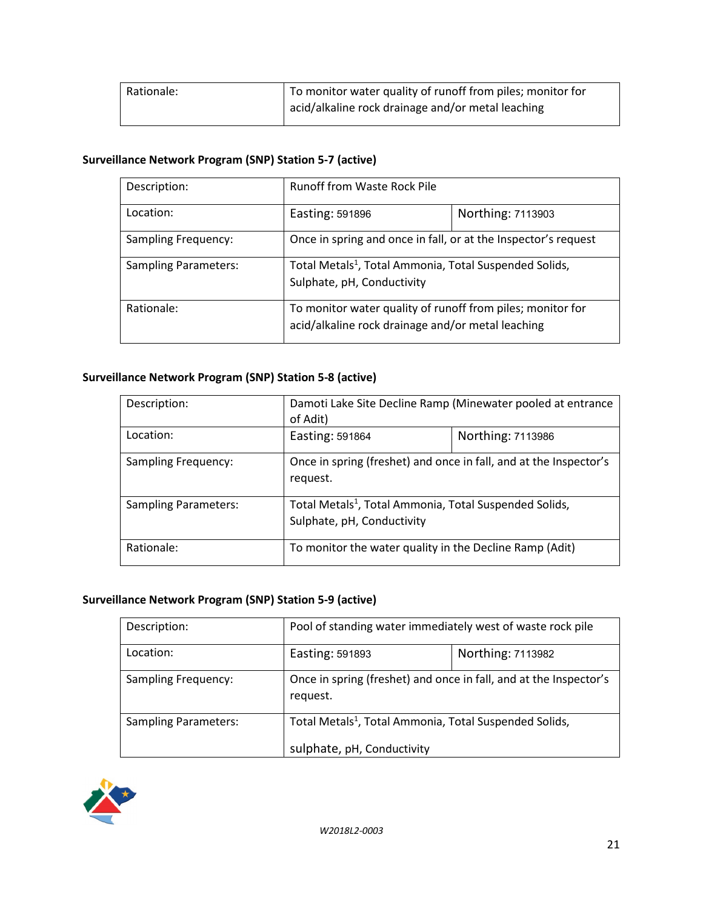| Rationale: | To monitor water quality of runoff from piles; monitor for acid/alkaline rock drainage and/or metal leaching |
|---|---|

**Surveillance Network Program (SNP) Station 5-7 (active)**

| Description: | Runoff from Waste Rock Pile | |
|---|---|---|
| Location: | Easting: 591896 | Northing: 7113903 |
| Sampling Frequency: | Once in spring and once in fall, or at the Inspector's request | |
| Sampling Parameters: | Total Metals[1], Total Ammonia, Total Suspended Solids, Sulphate, pH, Conductivity | |
| Rationale: | To monitor water quality of runoff from piles; monitor for acid/alkaline rock drainage and/or metal leaching | |

**Surveillance Network Program (SNP) Station 5-8 (active)**

| Description: | Damoti Lake Site Decline Ramp (Minewater pooled at entrance of Adit) | |
|---|---|---|
| Location: | Easting: 591864 | Northing: 7113986 |
| Sampling Frequency: | Once in spring (freshet) and once in fall, and at the Inspector's request. | |
| Sampling Parameters: | Total Metals[1], Total Ammonia, Total Suspended Solids, Sulphate, pH, Conductivity | |
| Rationale: | To monitor the water quality in the Decline Ramp (Adit) | |

**Surveillance Network Program (SNP) Station 5-9 (active)**

| Description: | Pool of standing water immediately west of waste rock pile | |
|---|---|---|
| Location: | Easting: 591893 | Northing: 7113982 |
| Sampling Frequency: | Once in spring (freshet) and once in fall, and at the Inspector's request. | |
| Sampling Parameters: | Total Metals[1], Total Ammonia, Total Suspended Solids, sulphate, pH, Conductivity | |

*W2018L2-0003*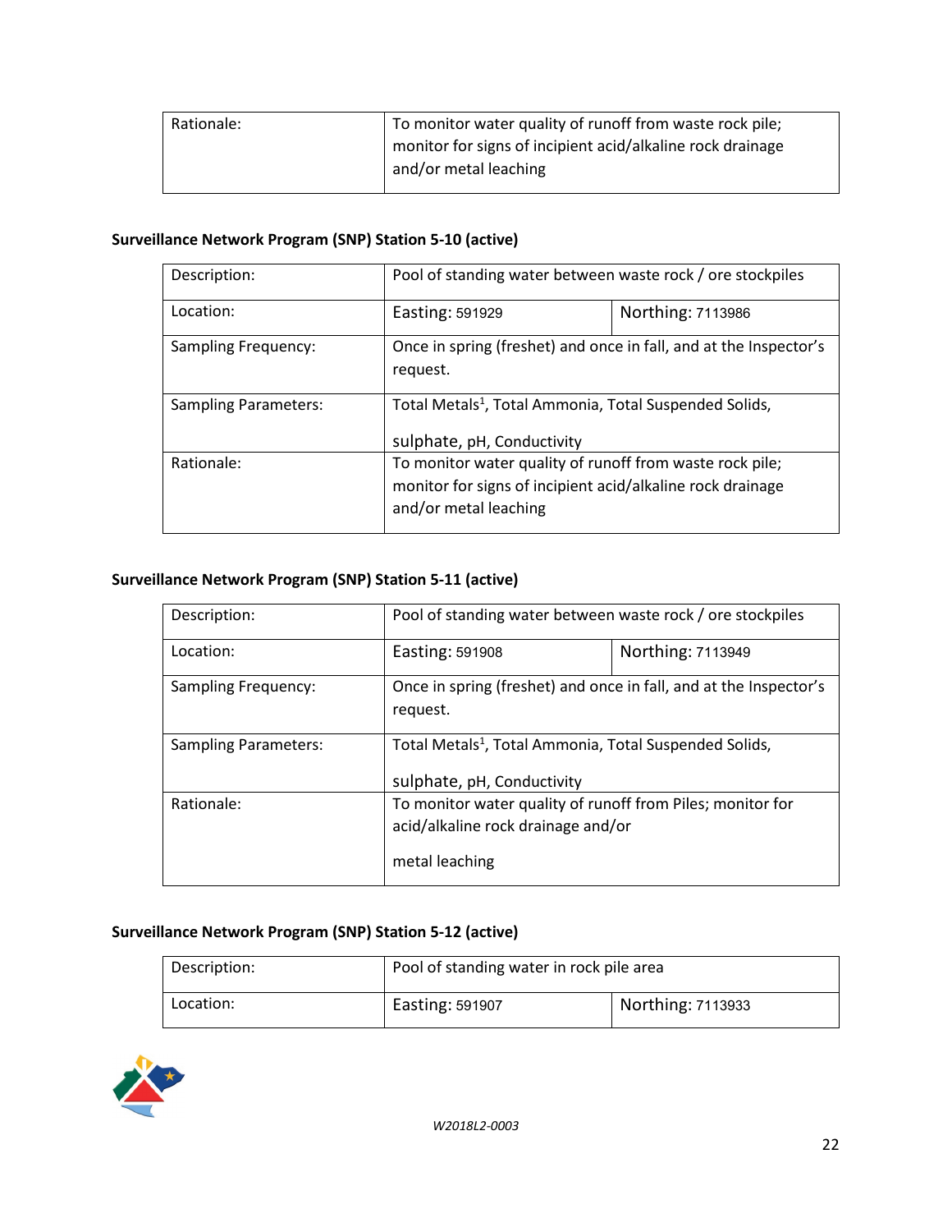| Rationale: | To monitor water quality of runoff from waste rock pile; monitor for signs of incipient acid/alkaline rock drainage and/or metal leaching | |
|---|---|---|

**Surveillance Network Program (SNP) Station 5-10 (active)**

| Description: | Pool of standing water between waste rock / ore stockpiles | |
|---|---|---|
| Location: | Easting: 591929 | Northing: 7113986 |
| Sampling Frequency: | Once in spring (freshet) and once in fall, and at the Inspector's request. | |
| Sampling Parameters: | Total Metals[1], Total Ammonia, Total Suspended Solids, sulphate, pH, Conductivity | |
| Rationale: | To monitor water quality of runoff from waste rock pile; monitor for signs of incipient acid/alkaline rock drainage and/or metal leaching | |

**Surveillance Network Program (SNP) Station 5-11 (active)**

| Description: | Pool of standing water between waste rock / ore stockpiles | |
|---|---|---|
| Location: | Easting: 591908 | Northing: 7113949 |
| Sampling Frequency: | Once in spring (freshet) and once in fall, and at the Inspector's request. | |
| Sampling Parameters: | Total Metals[1], Total Ammonia, Total Suspended Solids, sulphate, pH, Conductivity | |
| Rationale: | To monitor water quality of runoff from Piles; monitor for acid/alkaline rock drainage and/or metal leaching | |

**Surveillance Network Program (SNP) Station 5-12 (active)**

| Description: | Pool of standing water in rock pile area | |
|---|---|---|
| Location: | Easting: 591907 | Northing: 7113933 |

*W2018L2-0003*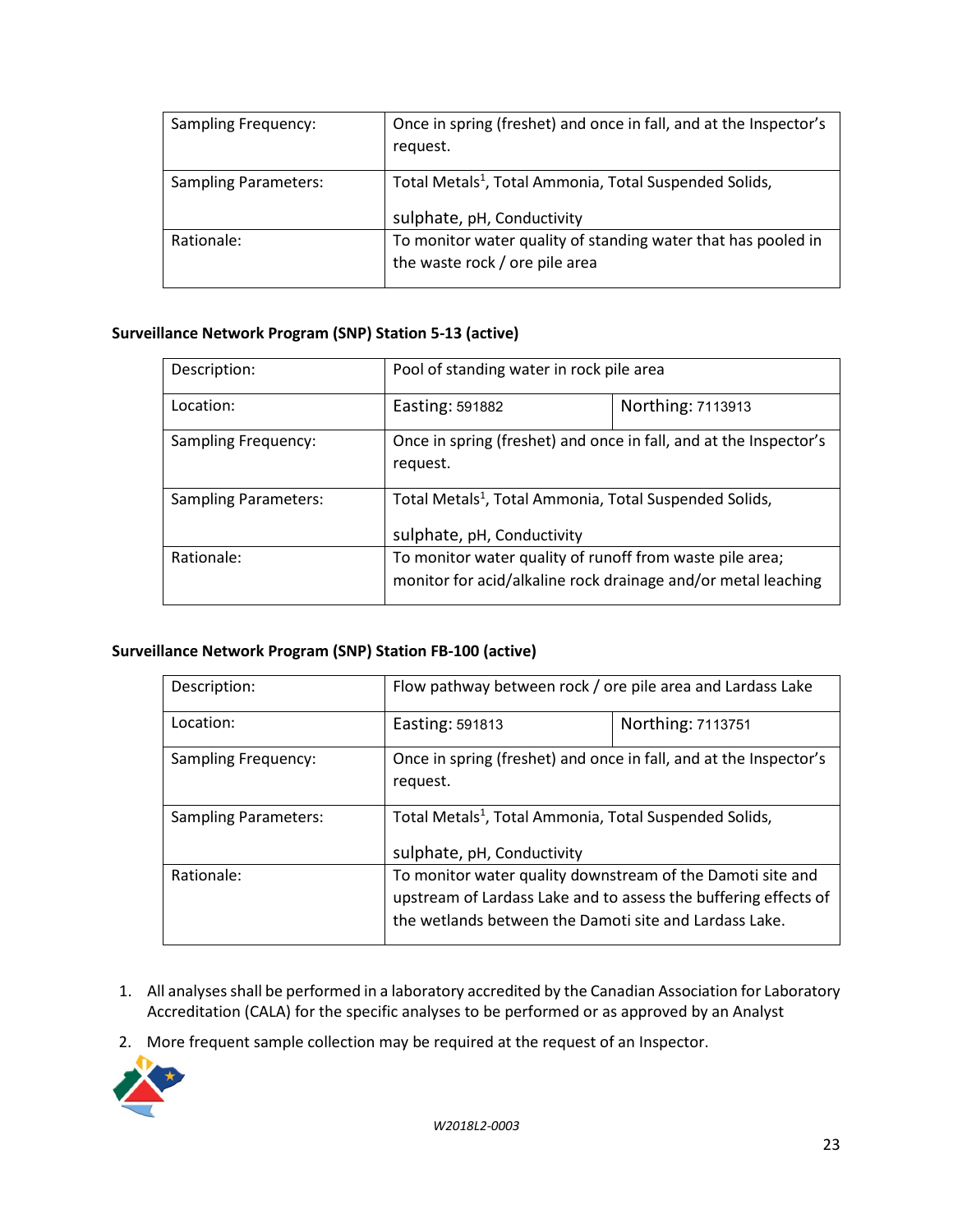| | |
|---|---|
| Sampling Frequency: | Once in spring (freshet) and once in fall, and at the Inspector's request. |
| Sampling Parameters: | Total Metals[1], Total Ammonia, Total Suspended Solids, sulphate, pH, Conductivity |
| Rationale: | To monitor water quality of standing water that has pooled in the waste rock / ore pile area |

**Surveillance Network Program (SNP) Station 5-13 (active)**

| | | |
|---|---|---|
| Description: | Pool of standing water in rock pile area | |
| Location: | Easting: 591882 | Northing: 7113913 |
| Sampling Frequency: | Once in spring (freshet) and once in fall, and at the Inspector's request. | |
| Sampling Parameters: | Total Metals[1], Total Ammonia, Total Suspended Solids, sulphate, pH, Conductivity | |
| Rationale: | To monitor water quality of runoff from waste pile area; monitor for acid/alkaline rock drainage and/or metal leaching | |

**Surveillance Network Program (SNP) Station FB-100 (active)**

| | | |
|---|---|---|
| Description: | Flow pathway between rock / ore pile area and Lardass Lake | |
| Location: | Easting: 591813 | Northing: 7113751 |
| Sampling Frequency: | Once in spring (freshet) and once in fall, and at the Inspector's request. | |
| Sampling Parameters: | Total Metals[1], Total Ammonia, Total Suspended Solids, sulphate, pH, Conductivity | |
| Rationale: | To monitor water quality downstream of the Damoti site and upstream of Lardass Lake and to assess the buffering effects of the wetlands between the Damoti site and Lardass Lake. | |

1. All analyses shall be performed in a laboratory accredited by the Canadian Association for Laboratory Accreditation (CALA) for the specific analyses to be performed or as approved by an Analyst
2. More frequent sample collection may be required at the request of an Inspector.

*W2018L2-0003*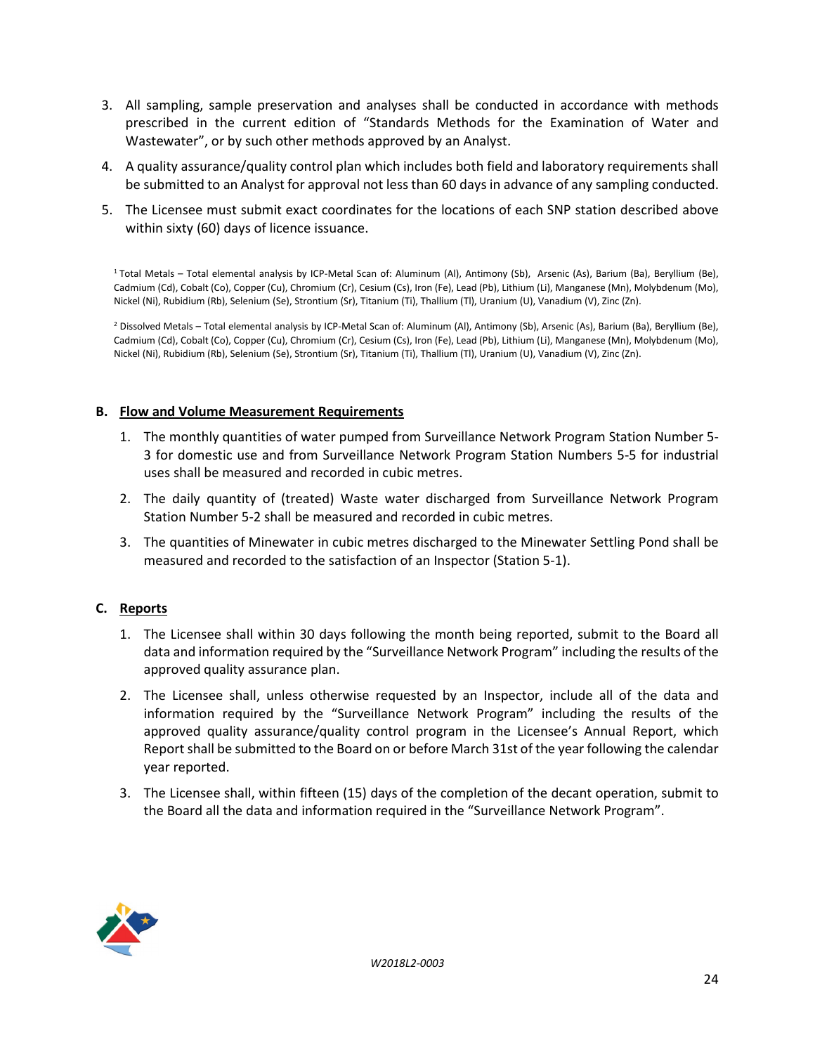3. All sampling, sample preservation and analyses shall be conducted in accordance with methods prescribed in the current edition of "Standards Methods for the Examination of Water and Wastewater", or by such other methods approved by an Analyst.

4. A quality assurance/quality control plan which includes both field and laboratory requirements shall be submitted to an Analyst for approval not less than 60 days in advance of any sampling conducted.

5. The Licensee must submit exact coordinates for the locations of each SNP station described above within sixty (60) days of licence issuance.

[1] Total Metals – Total elemental analysis by ICP-Metal Scan of: Aluminum (Al), Antimony (Sb), Arsenic (As), Barium (Ba), Beryllium (Be), Cadmium (Cd), Cobalt (Co), Copper (Cu), Chromium (Cr), Cesium (Cs), Iron (Fe), Lead (Pb), Lithium (Li), Manganese (Mn), Molybdenum (Mo), Nickel (Ni), Rubidium (Rb), Selenium (Se), Strontium (Sr), Titanium (Ti), Thallium (Tl), Uranium (U), Vanadium (V), Zinc (Zn).

[2] Dissolved Metals – Total elemental analysis by ICP-Metal Scan of: Aluminum (Al), Antimony (Sb), Arsenic (As), Barium (Ba), Beryllium (Be), Cadmium (Cd), Cobalt (Co), Copper (Cu), Chromium (Cr), Cesium (Cs), Iron (Fe), Lead (Pb), Lithium (Li), Manganese (Mn), Molybdenum (Mo), Nickel (Ni), Rubidium (Rb), Selenium (Se), Strontium (Sr), Titanium (Ti), Thallium (Tl), Uranium (U), Vanadium (V), Zinc (Zn).

**B. Flow and Volume Measurement Requirements**

1. The monthly quantities of water pumped from Surveillance Network Program Station Number 5-3 for domestic use and from Surveillance Network Program Station Numbers 5-5 for industrial uses shall be measured and recorded in cubic metres.

2. The daily quantity of (treated) Waste water discharged from Surveillance Network Program Station Number 5-2 shall be measured and recorded in cubic metres.

3. The quantities of Minewater in cubic metres discharged to the Minewater Settling Pond shall be measured and recorded to the satisfaction of an Inspector (Station 5-1).

**C. Reports**

1. The Licensee shall within 30 days following the month being reported, submit to the Board all data and information required by the "Surveillance Network Program" including the results of the approved quality assurance plan.

2. The Licensee shall, unless otherwise requested by an Inspector, include all of the data and information required by the "Surveillance Network Program" including the results of the approved quality assurance/quality control program in the Licensee's Annual Report, which Report shall be submitted to the Board on or before March 31st of the year following the calendar year reported.

3. The Licensee shall, within fifteen (15) days of the completion of the decant operation, submit to the Board all the data and information required in the "Surveillance Network Program".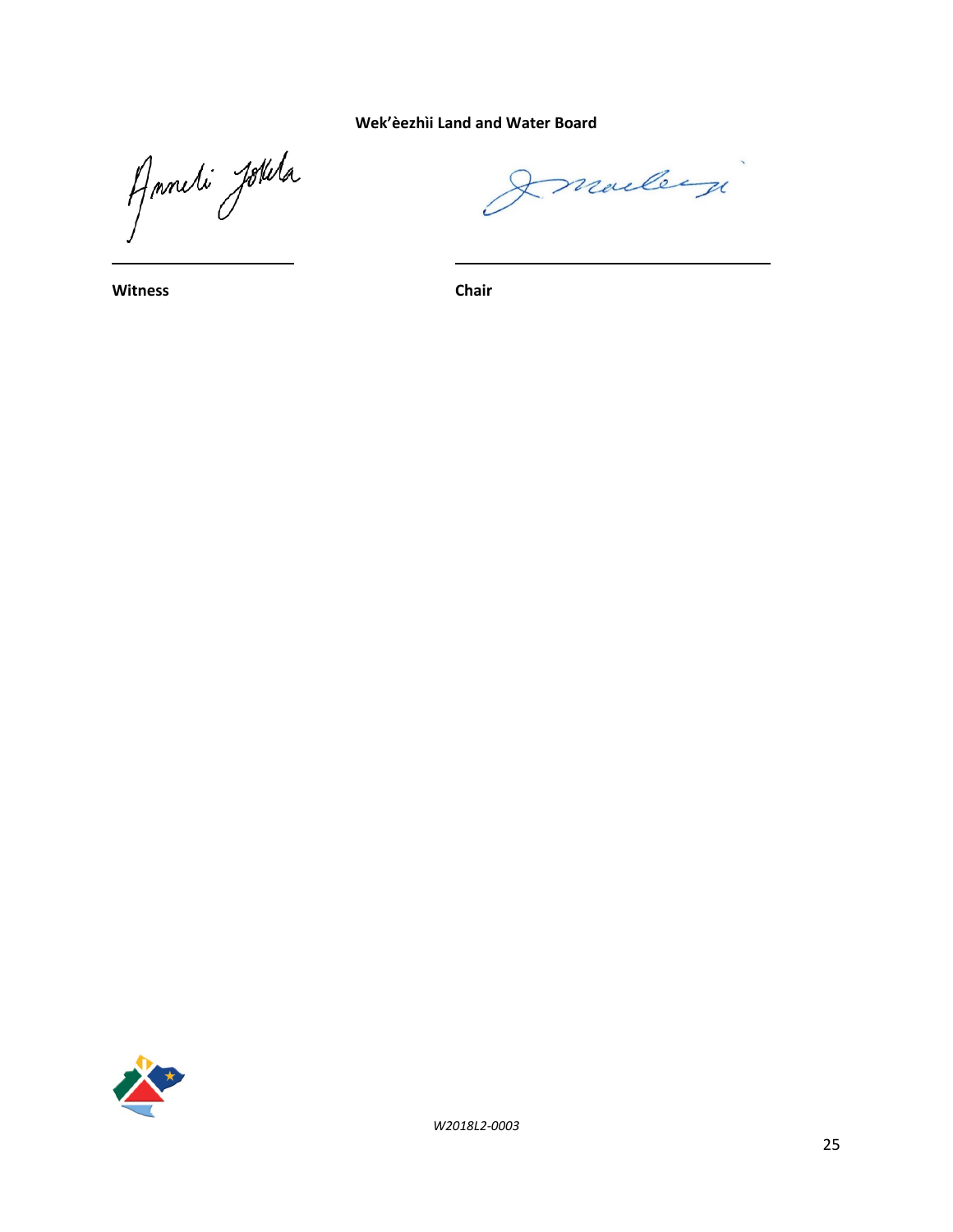**Wek'èezhìi Land and Water Board**

Witness

Chair

*W2018L2-0003*